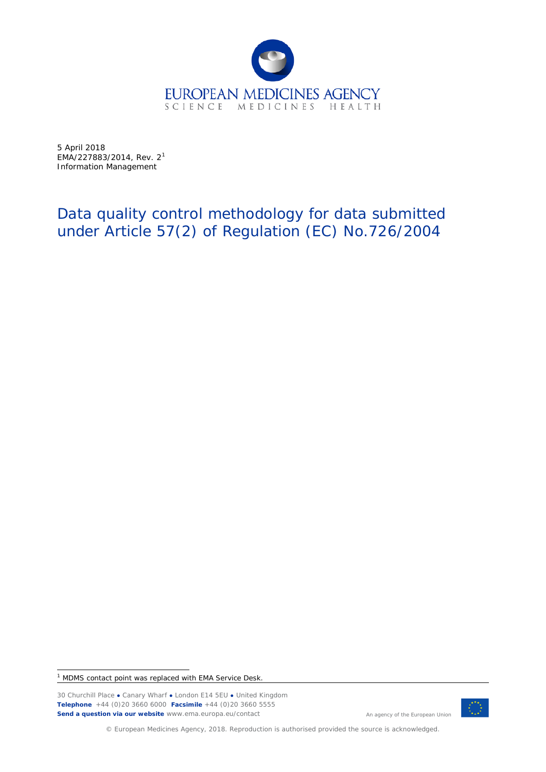EUROPEAN MEDICINES AGENCY

SCIENCE MEDICINES HEALTH

5 April 2018
EMA/227883/2014, Rev. 2[1]
Information Management

# Data quality control methodology for data submitted under Article 57(2) of Regulation (EC) No.726/2004

[1] MDMS contact point was replaced with EMA Service Desk.

30 Churchill Place ● Canary Wharf ● London E14 5EU ● United Kingdom
**Telephone** +44 (0)20 3660 6000 **Facsimile** +44 (0)20 3660 5555
**Send a question via our website** www.ema.europa.eu/contact

An agency of the European Union

© European Medicines Agency, 2018. Reproduction is authorised provided the source is acknowledged.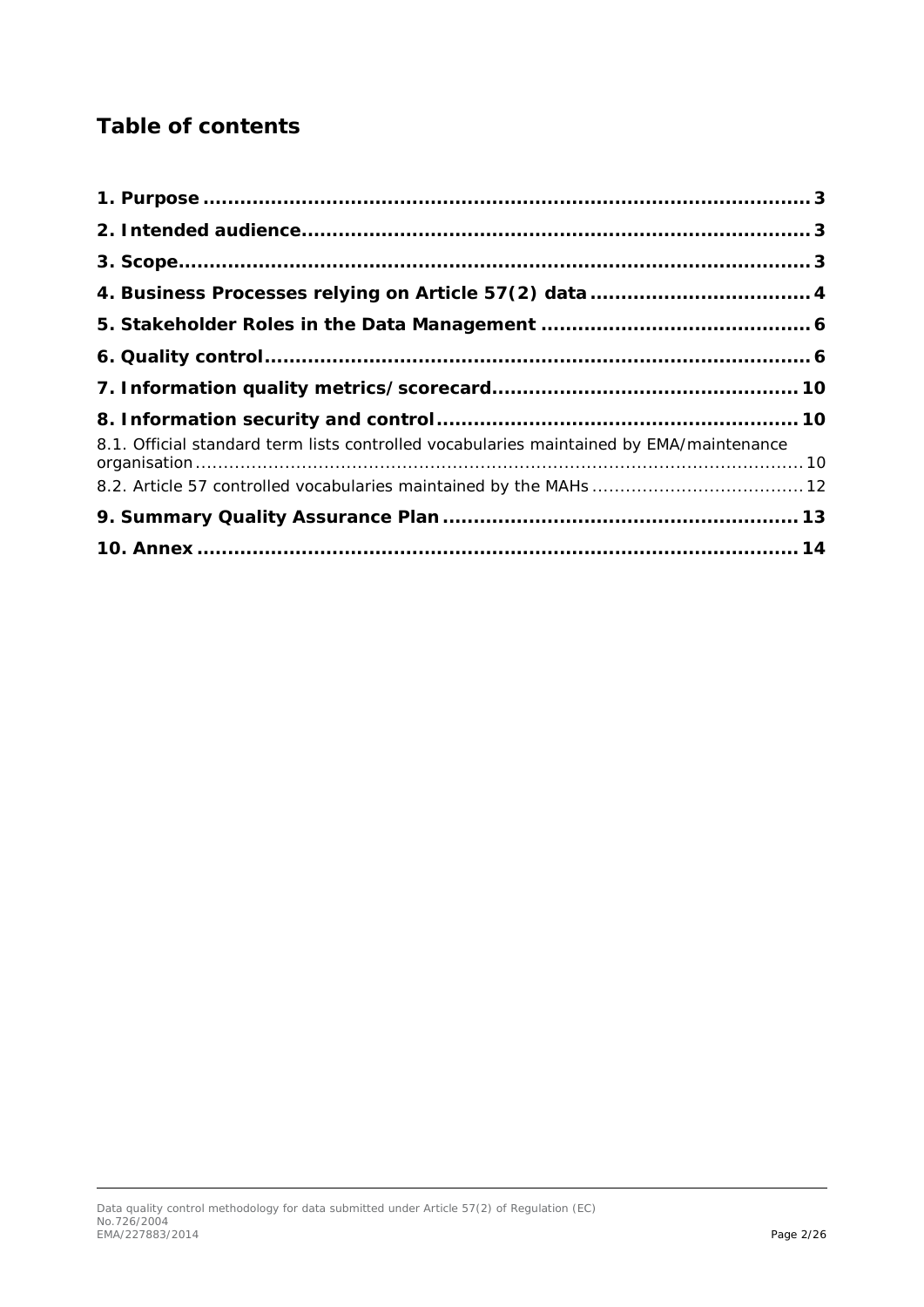## Table of contents

**1. Purpose ... 3**

**2. Intended audience ... 3**

**3. Scope ... 3**

**4. Business Processes relying on Article 57(2) data ... 4**

**5. Stakeholder Roles in the Data Management ... 6**

**6. Quality control ... 6**

**7. Information quality metrics/scorecard ... 10**

**8. Information security and control ... 10**

8.1. Official standard term lists controlled vocabularies maintained by EMA/maintenance organisation ... 10

8.2. Article 57 controlled vocabularies maintained by the MAHs ... 12

**9. Summary Quality Assurance Plan ... 13**

**10. Annex ... 14**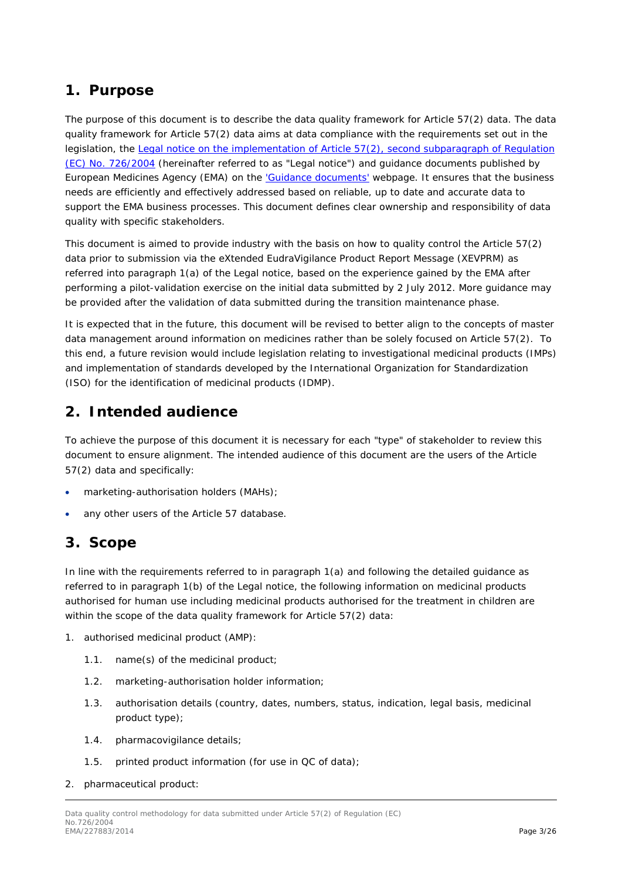## 1. Purpose

The purpose of this document is to describe the data quality framework for Article 57(2) data. The data quality framework for Article 57(2) data aims at data compliance with the requirements set out in the legislation, the [Legal notice on the implementation of Article 57(2), second subparagraph of Regulation (EC) No. 726/2004]() (hereinafter referred to as "Legal notice") and guidance documents published by European Medicines Agency (EMA) on the ['Guidance documents']() webpage. It ensures that the business needs are efficiently and effectively addressed based on reliable, up to date and accurate data to support the EMA business processes. This document defines clear ownership and responsibility of data quality with specific stakeholders.

This document is aimed to provide industry with the basis on how to quality control the Article 57(2) data prior to submission via the eXtended EudraVigilance Product Report Message (XEVPRM) as referred into paragraph 1(a) of the Legal notice, based on the experience gained by the EMA after performing a pilot-validation exercise on the initial data submitted by 2 July 2012. More guidance may be provided after the validation of data submitted during the transition maintenance phase.

It is expected that in the future, this document will be revised to better align to the concepts of master data management around information on medicines rather than be solely focused on Article 57(2). To this end, a future revision would include legislation relating to investigational medicinal products (IMPs) and implementation of standards developed by the International Organization for Standardization (ISO) for the identification of medicinal products (IDMP).

## 2. Intended audience

To achieve the purpose of this document it is necessary for each "type" of stakeholder to review this document to ensure alignment. The intended audience of this document are the users of the Article 57(2) data and specifically:

- marketing-authorisation holders (MAHs);
- any other users of the Article 57 database.

## 3. Scope

In line with the requirements referred to in paragraph 1(a) and following the detailed guidance as referred to in paragraph 1(b) of the Legal notice, the following information on medicinal products authorised for human use including medicinal products authorised for the treatment in children are within the scope of the data quality framework for Article 57(2) data:

1. authorised medicinal product (AMP):
    - 1.1. name(s) of the medicinal product;
    - 1.2. marketing-authorisation holder information;
    - 1.3. authorisation details (country, dates, numbers, status, indication, legal basis, medicinal product type);
    - 1.4. pharmacovigilance details;
    - 1.5. printed product information (for use in QC of data);
2. pharmaceutical product: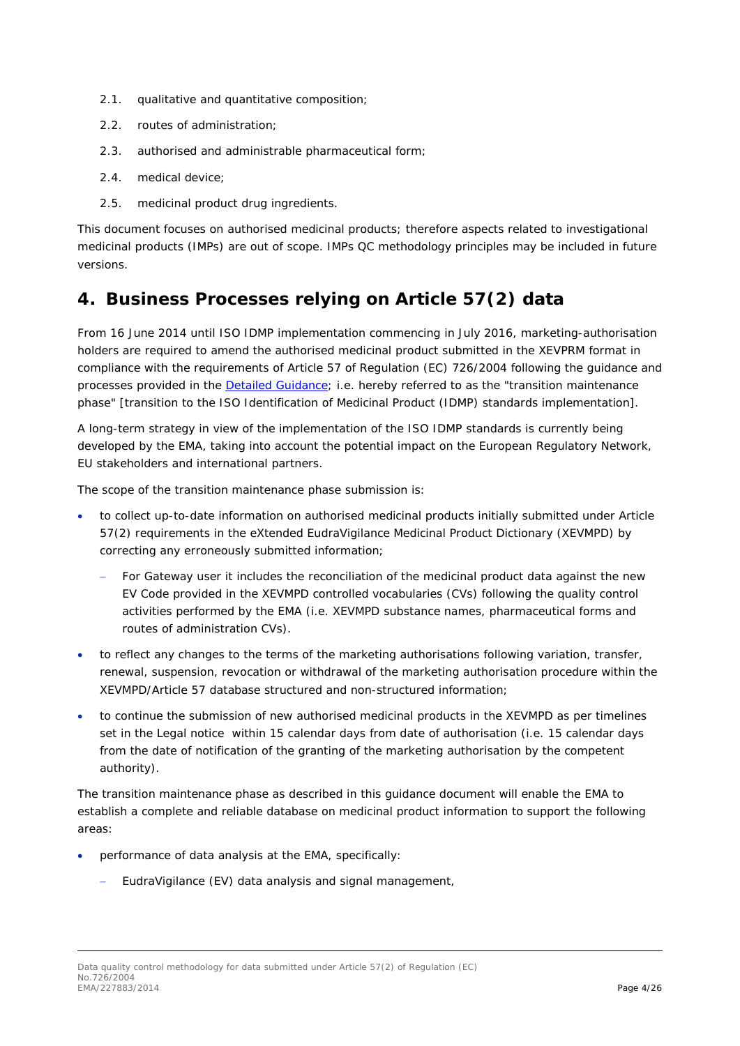2.1. qualitative and quantitative composition;

2.2. routes of administration;

2.3. authorised and administrable pharmaceutical form;

2.4. medical device;

2.5. medicinal product drug ingredients.

This document focuses on authorised medicinal products; therefore aspects related to investigational medicinal products (IMPs) are out of scope. IMPs QC methodology principles may be included in future versions.

## 4. Business Processes relying on Article 57(2) data

From 16 June 2014 until ISO IDMP implementation commencing in July 2016, marketing-authorisation holders are required to amend the authorised medicinal product submitted in the XEVPRM format in compliance with the requirements of Article 57 of Regulation (EC) 726/2004 following the guidance and processes provided in the Detailed Guidance; i.e. hereby referred to as the "transition maintenance phase" [transition to the ISO Identification of Medicinal Product (IDMP) standards implementation].

A long-term strategy in view of the implementation of the ISO IDMP standards is currently being developed by the EMA, taking into account the potential impact on the European Regulatory Network, EU stakeholders and international partners.

The scope of the transition maintenance phase submission is:

- to collect up-to-date information on authorised medicinal products initially submitted under Article 57(2) requirements in the eXtended EudraVigilance Medicinal Product Dictionary (XEVMPD) by correcting any erroneously submitted information;
  - For Gateway user it includes the reconciliation of the medicinal product data against the new EV Code provided in the XEVMPD controlled vocabularies (CVs) following the quality control activities performed by the EMA (i.e. XEVMPD substance names, pharmaceutical forms and routes of administration CVs).
- to reflect any changes to the terms of the marketing authorisations following variation, transfer, renewal, suspension, revocation or withdrawal of the marketing authorisation procedure within the XEVMPD/Article 57 database structured and non-structured information;
- to continue the submission of new authorised medicinal products in the XEVMPD as per timelines set in the Legal notice within 15 calendar days from date of authorisation (i.e. 15 calendar days from the date of notification of the granting of the marketing authorisation by the competent authority).

The transition maintenance phase as described in this guidance document will enable the EMA to establish a complete and reliable database on medicinal product information to support the following areas:

- performance of data analysis at the EMA, specifically:
  - EudraVigilance (EV) data analysis and signal management,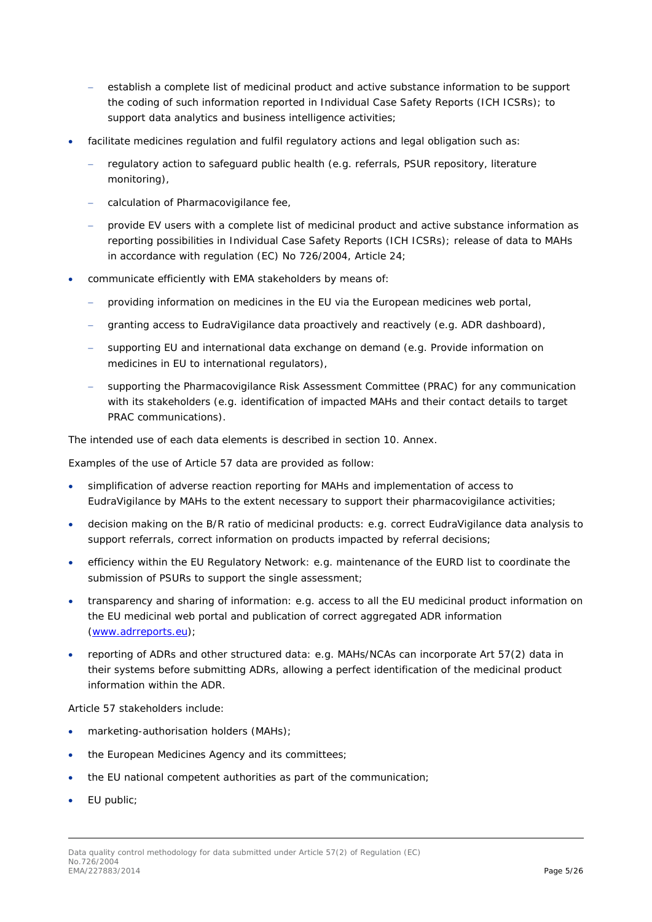- establish a complete list of medicinal product and active substance information to be support the coding of such information reported in Individual Case Safety Reports (ICH ICSRs); to support data analytics and business intelligence activities;

- facilitate medicines regulation and fulfil regulatory actions and legal obligation such as:
  - regulatory action to safeguard public health (e.g. referrals, PSUR repository, literature monitoring),
  - calculation of Pharmacovigilance fee,
  - provide EV users with a complete list of medicinal product and active substance information as reporting possibilities in Individual Case Safety Reports (ICH ICSRs); release of data to MAHs in accordance with regulation (EC) No 726/2004, Article 24;

- communicate efficiently with EMA stakeholders by means of:
  - providing information on medicines in the EU via the European medicines web portal,
  - granting access to EudraVigilance data proactively and reactively (e.g. ADR dashboard),
  - supporting EU and international data exchange on demand (e.g. Provide information on medicines in EU to international regulators),
  - supporting the Pharmacovigilance Risk Assessment Committee (PRAC) for any communication with its stakeholders (e.g. identification of impacted MAHs and their contact details to target PRAC communications).

The intended use of each data elements is described in section 10. Annex.

Examples of the use of Article 57 data are provided as follow:

- simplification of adverse reaction reporting for MAHs and implementation of access to EudraVigilance by MAHs to the extent necessary to support their pharmacovigilance activities;
- decision making on the B/R ratio of medicinal products: e.g. correct EudraVigilance data analysis to support referrals, correct information on products impacted by referral decisions;
- efficiency within the EU Regulatory Network: e.g. maintenance of the EURD list to coordinate the submission of PSURs to support the single assessment;
- transparency and sharing of information: e.g. access to all the EU medicinal product information on the EU medicinal web portal and publication of correct aggregated ADR information ([www.adrreports.eu](http://www.adrreports.eu));
- reporting of ADRs and other structured data: e.g. MAHs/NCAs can incorporate Art 57(2) data in their systems before submitting ADRs, allowing a perfect identification of the medicinal product information within the ADR.

Article 57 stakeholders include:

- marketing-authorisation holders (MAHs);
- the European Medicines Agency and its committees;
- the EU national competent authorities as part of the communication;
- EU public;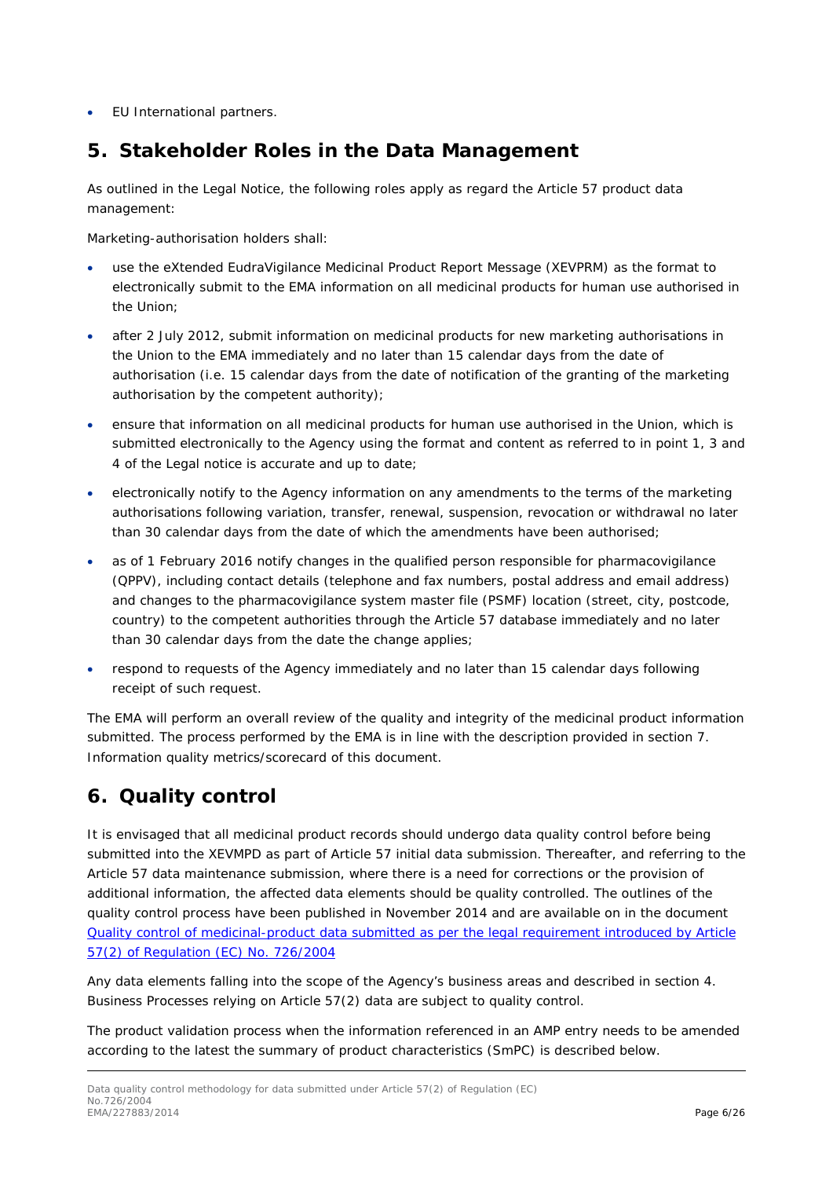- EU International partners.

## 5. Stakeholder Roles in the Data Management

As outlined in the Legal Notice, the following roles apply as regard the Article 57 product data management:

Marketing-authorisation holders shall:

- use the eXtended EudraVigilance Medicinal Product Report Message (XEVPRM) as the format to electronically submit to the EMA information on all medicinal products for human use authorised in the Union;
- after 2 July 2012, submit information on medicinal products for new marketing authorisations in the Union to the EMA immediately and no later than 15 calendar days from the date of authorisation (i.e. 15 calendar days from the date of notification of the granting of the marketing authorisation by the competent authority);
- ensure that information on all medicinal products for human use authorised in the Union, which is submitted electronically to the Agency using the format and content as referred to in point 1, 3 and 4 of the Legal notice is accurate and up to date;
- electronically notify to the Agency information on any amendments to the terms of the marketing authorisations following variation, transfer, renewal, suspension, revocation or withdrawal no later than 30 calendar days from the date of which the amendments have been authorised;
- as of 1 February 2016 notify changes in the qualified person responsible for pharmacovigilance (QPPV), including contact details (telephone and fax numbers, postal address and email address) and changes to the pharmacovigilance system master file (PSMF) location (street, city, postcode, country) to the competent authorities through the Article 57 database immediately and no later than 30 calendar days from the date the change applies;
- respond to requests of the Agency immediately and no later than 15 calendar days following receipt of such request.

The EMA will perform an overall review of the quality and integrity of the medicinal product information submitted. The process performed by the EMA is in line with the description provided in section 7. Information quality metrics/scorecard of this document.

## 6. Quality control

It is envisaged that all medicinal product records should undergo data quality control before being submitted into the XEVMPD as part of Article 57 initial data submission. Thereafter, and referring to the Article 57 data maintenance submission, where there is a need for corrections or the provision of additional information, the affected data elements should be quality controlled. The outlines of the quality control process have been published in November 2014 and are available on in the document Quality control of medicinal-product data submitted as per the legal requirement introduced by Article 57(2) of Regulation (EC) No. 726/2004

Any data elements falling into the scope of the Agency's business areas and described in section 4. Business Processes relying on Article 57(2) data are subject to quality control.

The product validation process when the information referenced in an AMP entry needs to be amended according to the latest the summary of product characteristics (SmPC) is described below.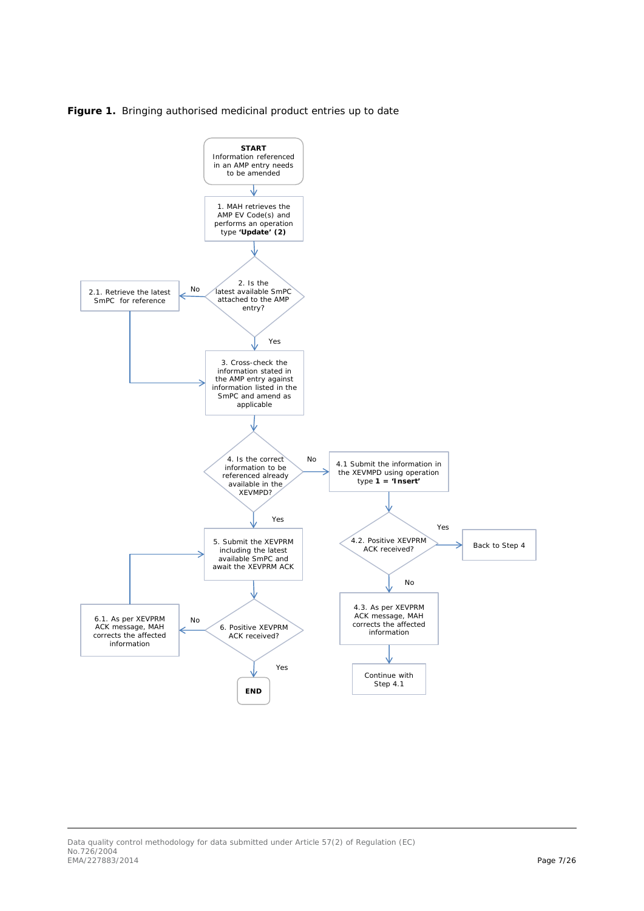**Figure 1.** Bringing authorised medicinal product entries up to date

**START**
Information referenced in an AMP entry needs to be amended

1. MAH retrieves the AMP EV Code(s) and performs an operation type **'Update' (2)**

2. Is the latest available SmPC attached to the AMP entry?
   - No → 2.1. Retrieve the latest SmPC for reference → 3
   - Yes → 3

3. Cross-check the information stated in the AMP entry against information listed in the SmPC and amend as applicable

4. Is the correct information to be referenced already available in the XEVMPD?
   - No → 4.1 Submit the information in the XEVMPD using operation type **1 = 'Insert'**
     - 4.2. Positive XEVPRM ACK received?
       - Yes → Back to Step 4
       - No → 4.3. As per XEVPRM ACK message, MAH corrects the affected information → Continue with Step 4.1
   - Yes → 5

5. Submit the XEVPRM including the latest available SmPC and await the XEVPRM ACK

6. Positive XEVPRM ACK received?
   - No → 6.1. As per XEVPRM ACK message, MAH corrects the affected information → 5
   - Yes → **END**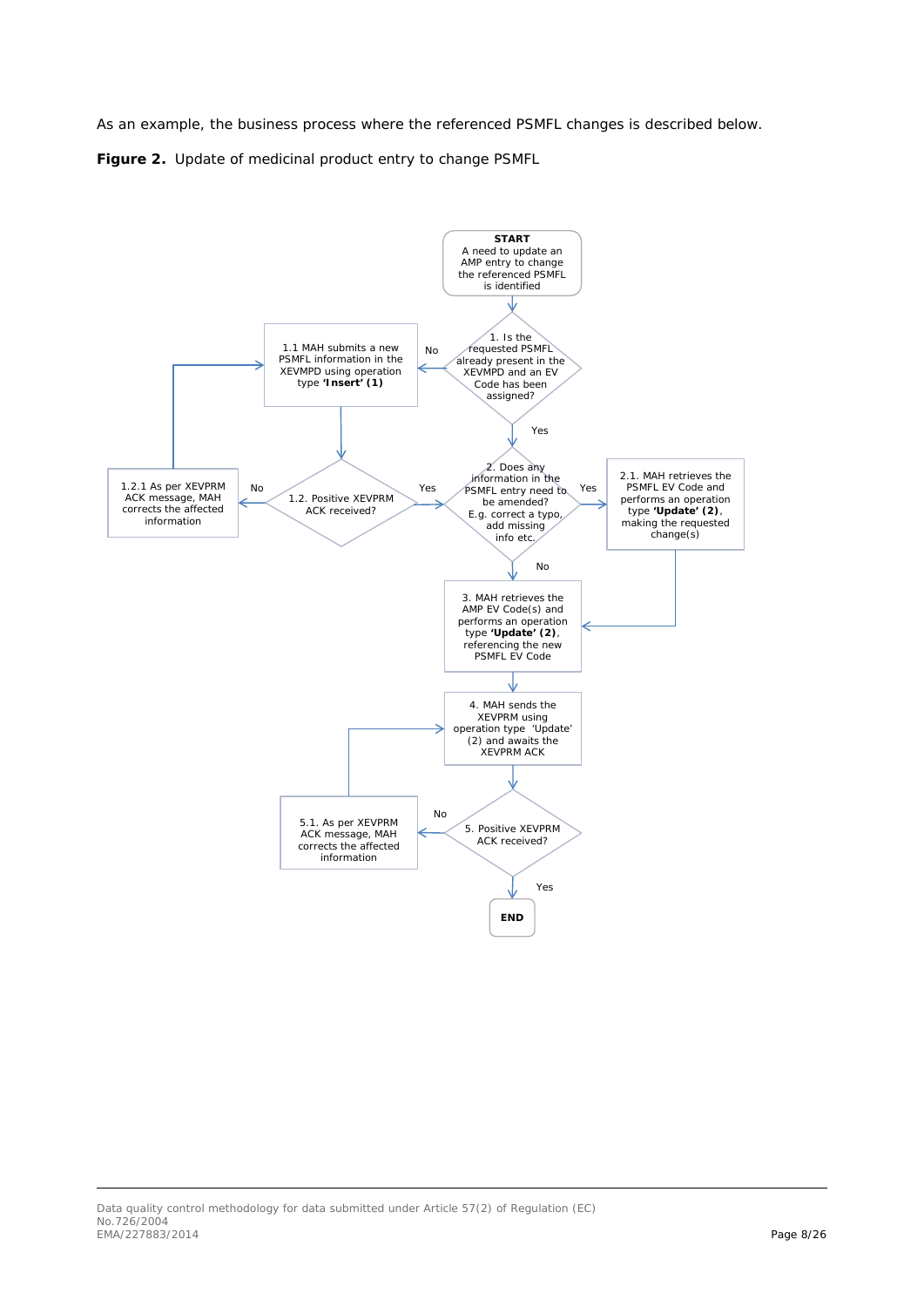As an example, the business process where the referenced PSMFL changes is described below.

**Figure 2.** Update of medicinal product entry to change PSMFL

**START**
A need to update an AMP entry to change the referenced PSMFL is identified

1. Is the requested PSMFL already present in the XEVMPD and an EV Code has been assigned?

No

1.1 MAH submits a new PSMFL information in the XEVMPD using operation type **'Insert' (1)**

1.2. Positive XEVPRM ACK received?

No

1.2.1 As per XEVPRM ACK message, MAH corrects the affected information

Yes

2. Does any information in the PSMFL entry need to be amended? E.g. correct a typo, add missing info etc.

Yes

2.1. MAH retrieves the PSMFL EV Code and performs an operation type **'Update' (2)**, making the requested change(s)

No

3. MAH retrieves the AMP EV Code(s) and performs an operation type **'Update' (2)**, referencing the new PSMFL EV Code

4. MAH sends the XEVPRM using operation type 'Update' (2) and awaits the XEVPRM ACK

5. Positive XEVPRM ACK received?

No

5.1. As per XEVPRM ACK message, MAH corrects the affected information

Yes

**END**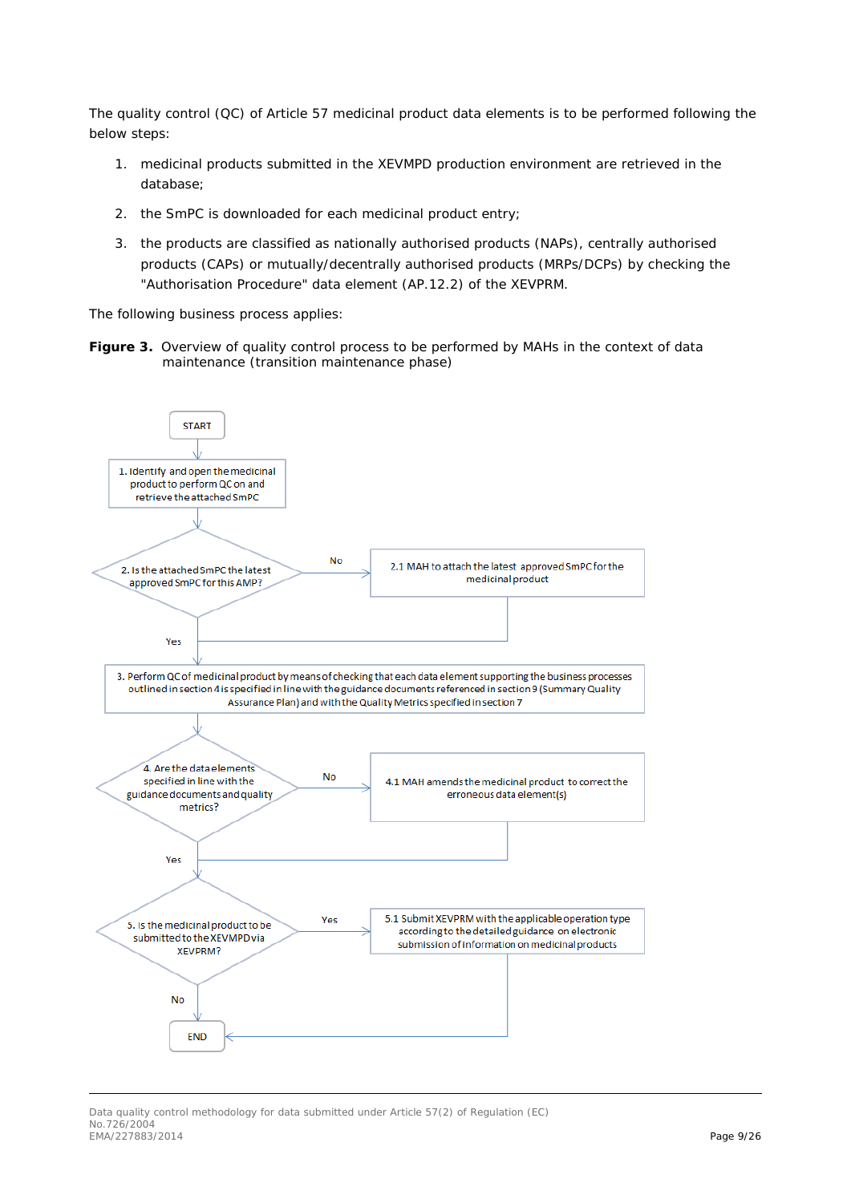The quality control (QC) of Article 57 medicinal product data elements is to be performed following the below steps:

1. medicinal products submitted in the XEVMPD production environment are retrieved in the database;
2. the SmPC is downloaded for each medicinal product entry;
3. the products are classified as nationally authorised products (NAPs), centrally authorised products (CAPs) or mutually/decentrally authorised products (MRPs/DCPs) by checking the "Authorisation Procedure" data element (AP.12.2) of the XEVPRM.

The following business process applies:

**Figure 3.** Overview of quality control process to be performed by MAHs in the context of data maintenance (transition maintenance phase)

START

1. Identify and open the medicinal product to perform QC on and retrieve the attached SmPC

2. Is the attached SmPC the latest approved SmPC for this AMP?
   - No → 2.1 MAH to attach the latest approved SmPC for the medicinal product
   - Yes

3. Perform QC of medicinal product by means of checking that each data element supporting the business processes outlined in section 4 is specified in line with the guidance documents referenced in section 9 (Summary Quality Assurance Plan) and with the Quality Metrics specified in section 7

4. Are the data elements specified in line with the guidance documents and quality metrics?
   - No → 4.1 MAH amends the medicinal product to correct the erroneous data element(s)
   - Yes

5. Is the medicinal product to be submitted to the XEVMPD via XEVPRM?
   - Yes → 5.1 Submit XEVPRM with the applicable operation type according to the detailed guidance on electronic submission of information on medicinal products
   - No

END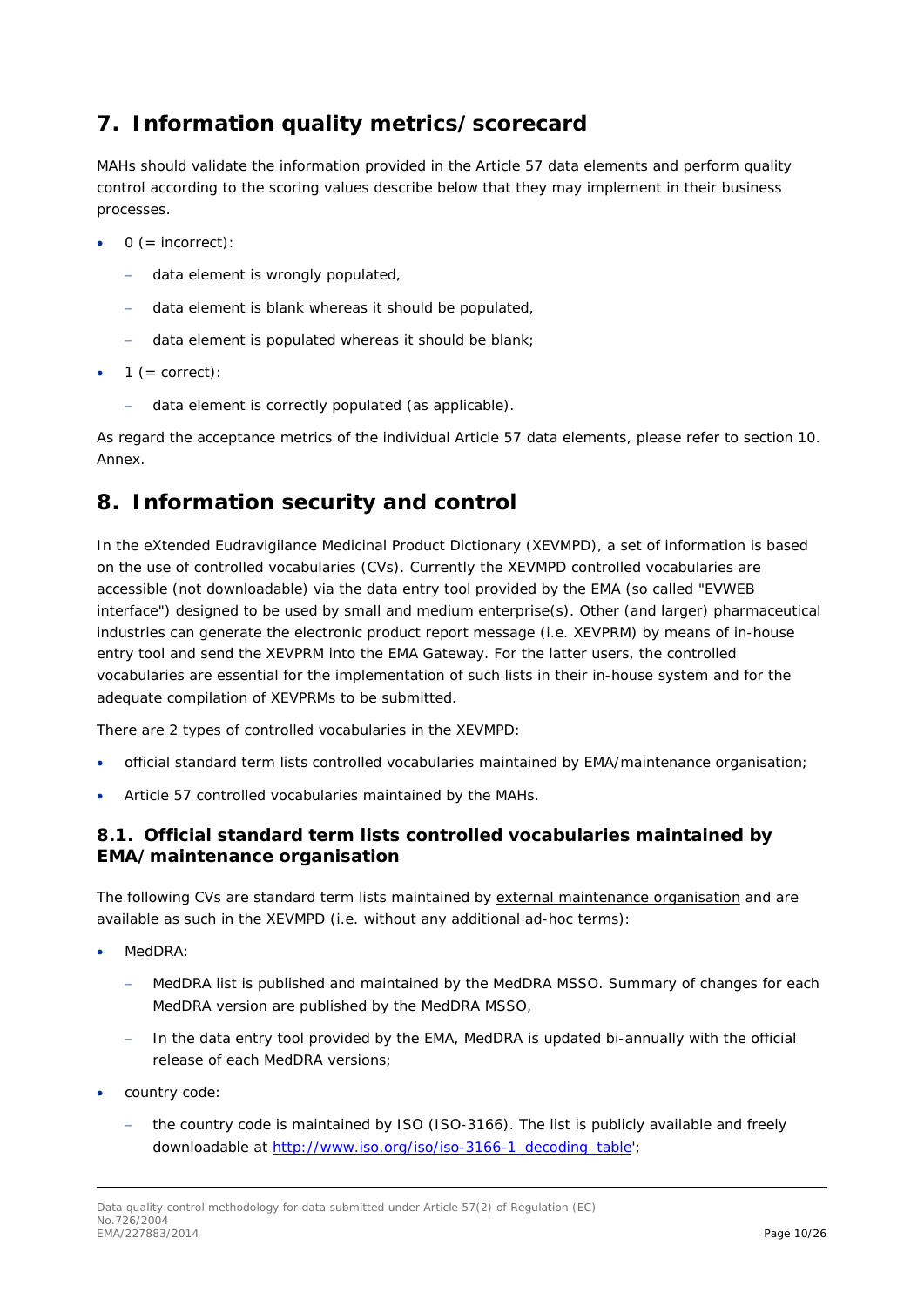## 7. Information quality metrics/scorecard

MAHs should validate the information provided in the Article 57 data elements and perform quality control according to the scoring values describe below that they may implement in their business processes.

- 0 (= incorrect):
  - data element is wrongly populated,
  - data element is blank whereas it should be populated,
  - data element is populated whereas it should be blank;
- 1 (= correct):
  - data element is correctly populated (as applicable).

As regard the acceptance metrics of the individual Article 57 data elements, please refer to section 10. Annex.

## 8. Information security and control

In the eXtended Eudravigilance Medicinal Product Dictionary (XEVMPD), a set of information is based on the use of controlled vocabularies (CVs). Currently the XEVMPD controlled vocabularies are accessible (not downloadable) via the data entry tool provided by the EMA (so called "EVWEB interface") designed to be used by small and medium enterprise(s). Other (and larger) pharmaceutical industries can generate the electronic product report message (i.e. XEVPRM) by means of in-house entry tool and send the XEVPRM into the EMA Gateway. For the latter users, the controlled vocabularies are essential for the implementation of such lists in their in-house system and for the adequate compilation of XEVPRMs to be submitted.

There are 2 types of controlled vocabularies in the XEVMPD:

- official standard term lists controlled vocabularies maintained by EMA/maintenance organisation;
- Article 57 controlled vocabularies maintained by the MAHs.

### 8.1. Official standard term lists controlled vocabularies maintained by EMA/maintenance organisation

The following CVs are standard term lists maintained by external maintenance organisation and are available as such in the XEVMPD (i.e. without any additional ad-hoc terms):

- MedDRA:
  - MedDRA list is published and maintained by the MedDRA MSSO. Summary of changes for each MedDRA version are published by the MedDRA MSSO,
  - In the data entry tool provided by the EMA, MedDRA is updated bi-annually with the official release of each MedDRA versions;
- country code:
  - the country code is maintained by ISO (ISO-3166). The list is publicly available and freely downloadable at http://www.iso.org/iso/iso-3166-1_decoding_table';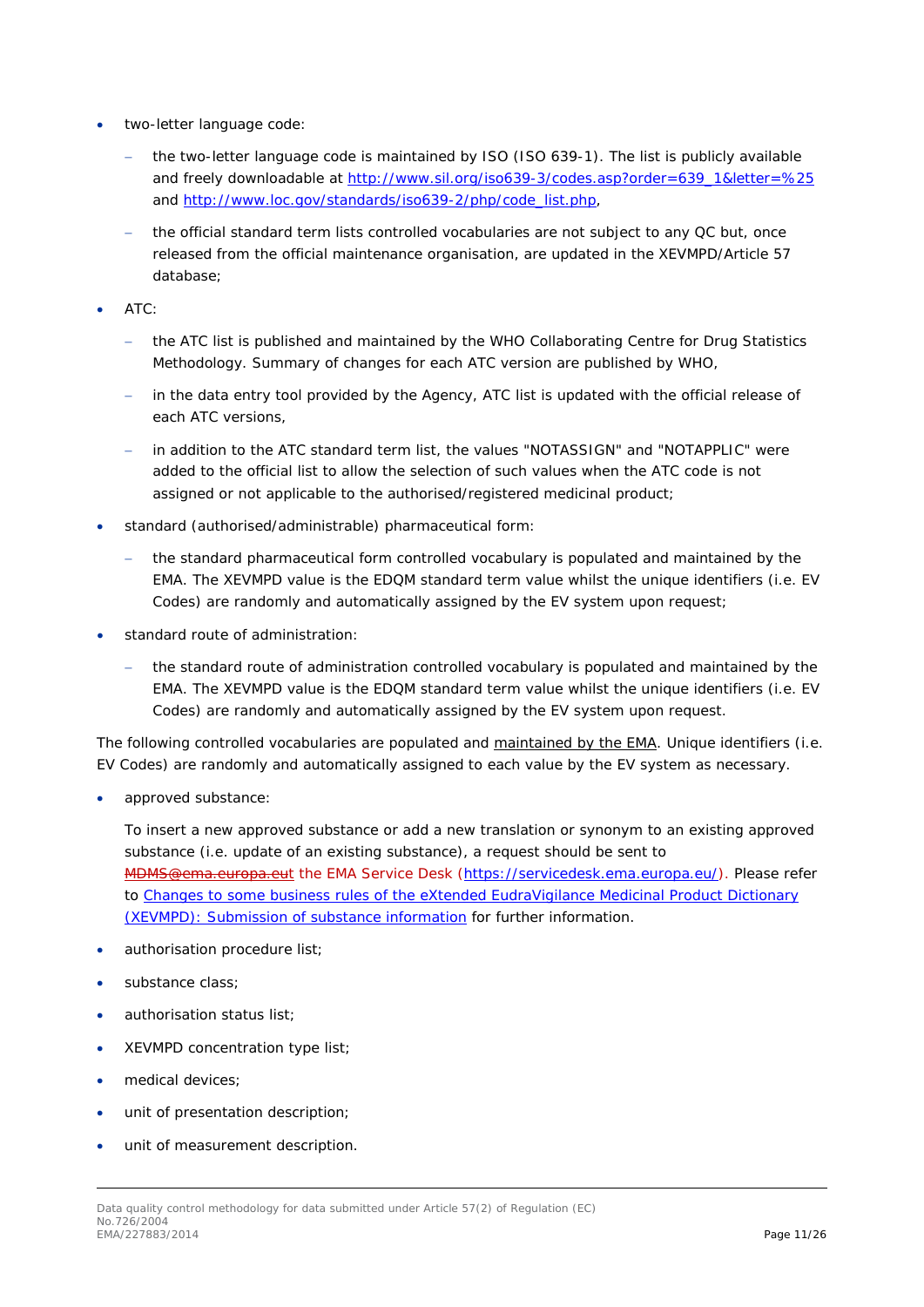- two-letter language code:
  - the two-letter language code is maintained by ISO (ISO 639-1). The list is publicly available and freely downloadable at [http://www.sil.org/iso639-3/codes.asp?order=639_1&letter=%25](http://www.sil.org/iso639-3/codes.asp?order=639_1&letter=%25) and [http://www.loc.gov/standards/iso639-2/php/code_list.php](http://www.loc.gov/standards/iso639-2/php/code_list.php),
  - the official standard term lists controlled vocabularies are not subject to any QC but, once released from the official maintenance organisation, are updated in the XEVMPD/Article 57 database;
- ATC:
  - the ATC list is published and maintained by the WHO Collaborating Centre for Drug Statistics Methodology. Summary of changes for each ATC version are published by WHO,
  - in the data entry tool provided by the Agency, ATC list is updated with the official release of each ATC versions,
  - in addition to the ATC standard term list, the values "NOTASSIGN" and "NOTAPPLIC" were added to the official list to allow the selection of such values when the ATC code is not assigned or not applicable to the authorised/registered medicinal product;
- standard (authorised/administrable) pharmaceutical form:
  - the standard pharmaceutical form controlled vocabulary is populated and maintained by the EMA. The XEVMPD value is the EDQM standard term value whilst the unique identifiers (i.e. EV Codes) are randomly and automatically assigned by the EV system upon request;
- standard route of administration:
  - the standard route of administration controlled vocabulary is populated and maintained by the EMA. The XEVMPD value is the EDQM standard term value whilst the unique identifiers (i.e. EV Codes) are randomly and automatically assigned by the EV system upon request.

The following controlled vocabularies are populated and maintained by the EMA. Unique identifiers (i.e. EV Codes) are randomly and automatically assigned to each value by the EV system as necessary.

- approved substance:

  To insert a new approved substance or add a new translation or synonym to an existing approved substance (i.e. update of an existing substance), a request should be sent to ~~MDMS@ema.europa.eut~~ the EMA Service Desk ([https://servicedesk.ema.europa.eu/](https://servicedesk.ema.europa.eu/)). Please refer to [Changes to some business rules of the eXtended EudraVigilance Medicinal Product Dictionary (XEVMPD): Submission of substance information]() for further information.

- authorisation procedure list;
- substance class;
- authorisation status list;
- XEVMPD concentration type list;
- medical devices;
- unit of presentation description;
- unit of measurement description.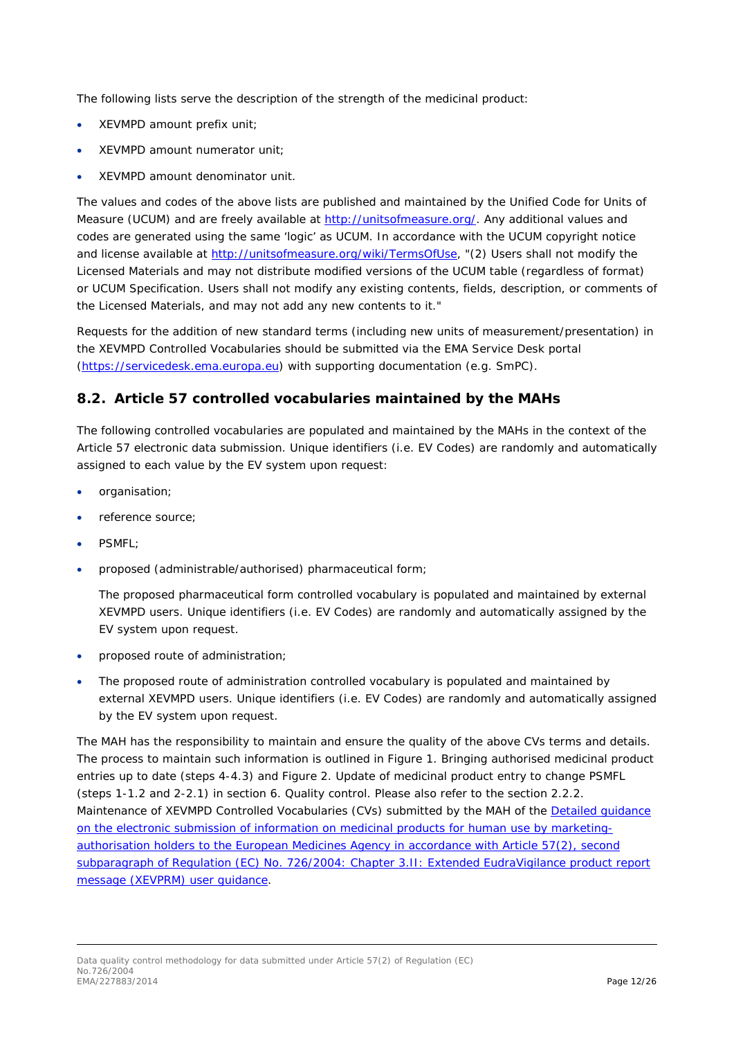The following lists serve the description of the strength of the medicinal product:

- XEVMPD amount prefix unit;
- XEVMPD amount numerator unit;
- XEVMPD amount denominator unit.

The values and codes of the above lists are published and maintained by the Unified Code for Units of Measure (UCUM) and are freely available at [http://unitsofmeasure.org/](http://unitsofmeasure.org/). Any additional values and codes are generated using the same 'logic' as UCUM. In accordance with the UCUM copyright notice and license available at [http://unitsofmeasure.org/wiki/TermsOfUse](http://unitsofmeasure.org/wiki/TermsOfUse), "(2) Users shall not modify the Licensed Materials and may not distribute modified versions of the UCUM table (regardless of format) or UCUM Specification. Users shall not modify any existing contents, fields, description, or comments of the Licensed Materials, and may not add any new contents to it."

Requests for the addition of new standard terms (including new units of measurement/presentation) in the XEVMPD Controlled Vocabularies should be submitted via the EMA Service Desk portal ([https://servicedesk.ema.europa.eu](https://servicedesk.ema.europa.eu)) with supporting documentation (e.g. SmPC).

## 8.2. Article 57 controlled vocabularies maintained by the MAHs

The following controlled vocabularies are populated and maintained by the MAHs in the context of the Article 57 electronic data submission. Unique identifiers (i.e. EV Codes) are randomly and automatically assigned to each value by the EV system upon request:

- organisation;
- reference source;
- PSMFL;
- proposed (administrable/authorised) pharmaceutical form;

  The proposed pharmaceutical form controlled vocabulary is populated and maintained by external XEVMPD users. Unique identifiers (i.e. EV Codes) are randomly and automatically assigned by the EV system upon request.

- proposed route of administration;
- The proposed route of administration controlled vocabulary is populated and maintained by external XEVMPD users. Unique identifiers (i.e. EV Codes) are randomly and automatically assigned by the EV system upon request.

The MAH has the responsibility to maintain and ensure the quality of the above CVs terms and details. The process to maintain such information is outlined in Figure 1. Bringing authorised medicinal product entries up to date (steps 4-4.3) and Figure 2. Update of medicinal product entry to change PSMFL (steps 1-1.2 and 2-2.1) in section 6. Quality control. Please also refer to the section 2.2.2. Maintenance of XEVMPD Controlled Vocabularies (CVs) submitted by the MAH of the [Detailed guidance on the electronic submission of information on medicinal products for human use by marketing-authorisation holders to the European Medicines Agency in accordance with Article 57(2), second subparagraph of Regulation (EC) No. 726/2004: Chapter 3.II: Extended EudraVigilance product report message (XEVPRM) user guidance]().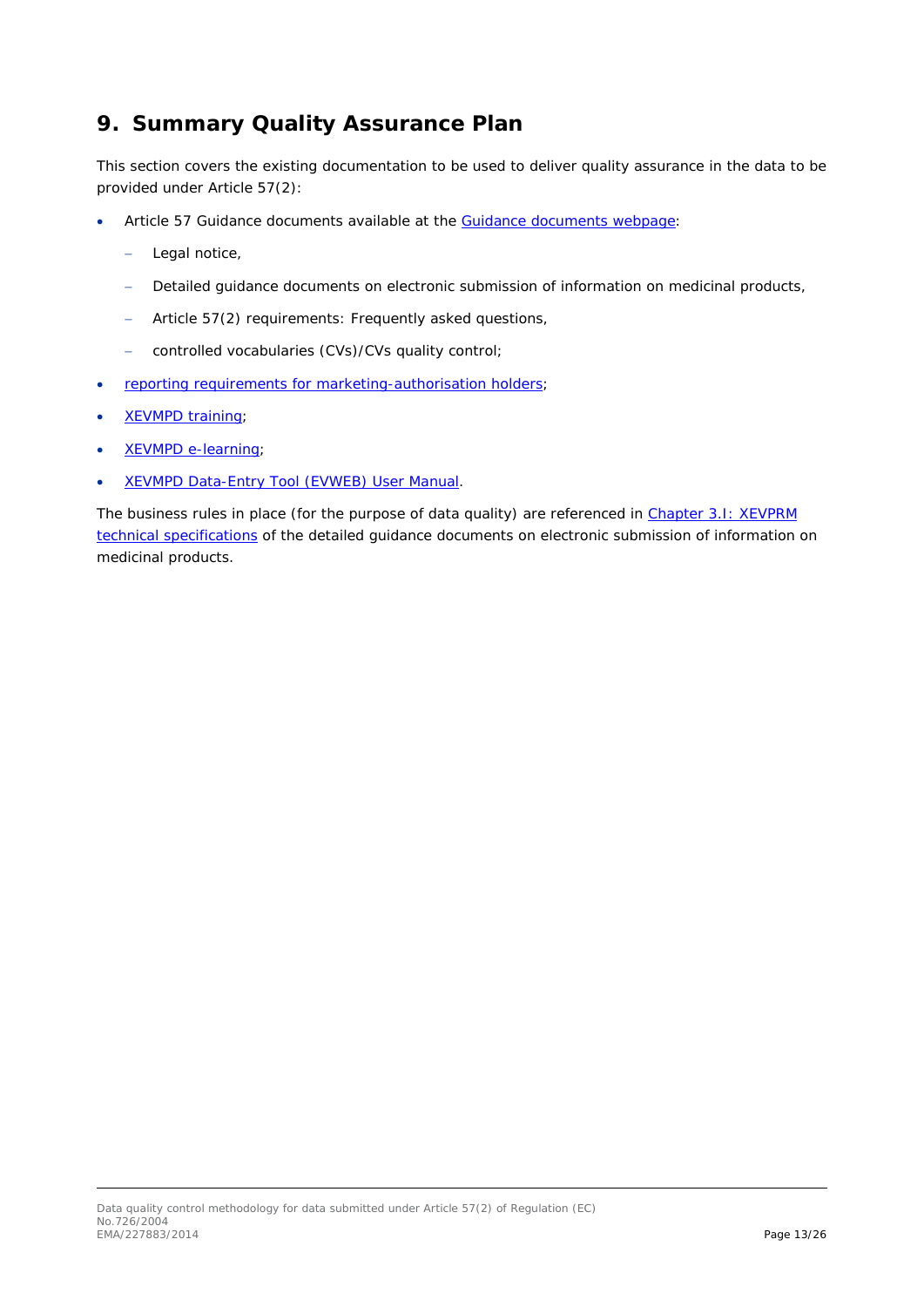## 9. Summary Quality Assurance Plan

This section covers the existing documentation to be used to deliver quality assurance in the data to be provided under Article 57(2):

- Article 57 Guidance documents available at the Guidance documents webpage:
  - Legal notice,
  - Detailed guidance documents on electronic submission of information on medicinal products,
  - Article 57(2) requirements: Frequently asked questions,
  - controlled vocabularies (CVs)/CVs quality control;
- reporting requirements for marketing-authorisation holders;
- XEVMPD training;
- XEVMPD e-learning;
- XEVMPD Data-Entry Tool (EVWEB) User Manual.

The business rules in place (for the purpose of data quality) are referenced in Chapter 3.I: XEVPRM technical specifications of the detailed guidance documents on electronic submission of information on medicinal products.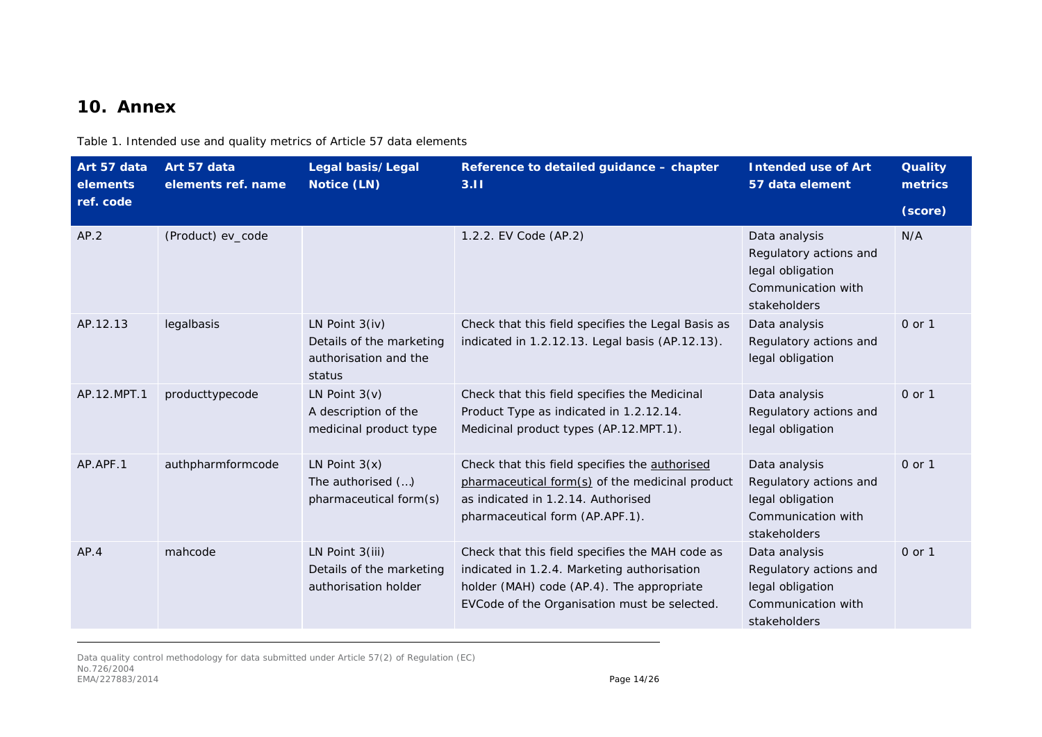# 10. Annex

Table 1. Intended use and quality metrics of Article 57 data elements

| Art 57 data elements ref. code | Art 57 data elements ref. name | Legal basis/ Legal Notice (LN) | Reference to detailed guidance – chapter 3.II | Intended use of Art 57 data element | Quality metrics (score) |
|---|---|---|---|---|---|
| AP.2 | (Product) ev_code | | 1.2.2. EV Code (AP.2) | Data analysis<br>Regulatory actions and legal obligation<br>Communication with stakeholders | N/A |
| AP.12.13 | legalbasis | LN Point 3(iv)<br>Details of the marketing authorisation and the status | Check that this field specifies the Legal Basis as indicated in 1.2.12.13. Legal basis (AP.12.13). | Data analysis<br>Regulatory actions and legal obligation | 0 or 1 |
| AP.12.MPT.1 | producttypecode | LN Point 3(v)<br>A description of the medicinal product type | Check that this field specifies the Medicinal Product Type as indicated in 1.2.12.14. Medicinal product types (AP.12.MPT.1). | Data analysis<br>Regulatory actions and legal obligation | 0 or 1 |
| AP.APF.1 | authpharmformcode | LN Point 3(x)<br>The authorised (…) pharmaceutical form(s) | Check that this field specifies the authorised pharmaceutical form(s) of the medicinal product as indicated in 1.2.14. Authorised pharmaceutical form (AP.APF.1). | Data analysis<br>Regulatory actions and legal obligation<br>Communication with stakeholders | 0 or 1 |
| AP.4 | mahcode | LN Point 3(iii)<br>Details of the marketing authorisation holder | Check that this field specifies the MAH code as indicated in 1.2.4. Marketing authorisation holder (MAH) code (AP.4). The appropriate EVCode of the Organisation must be selected. | Data analysis<br>Regulatory actions and legal obligation<br>Communication with stakeholders | 0 or 1 |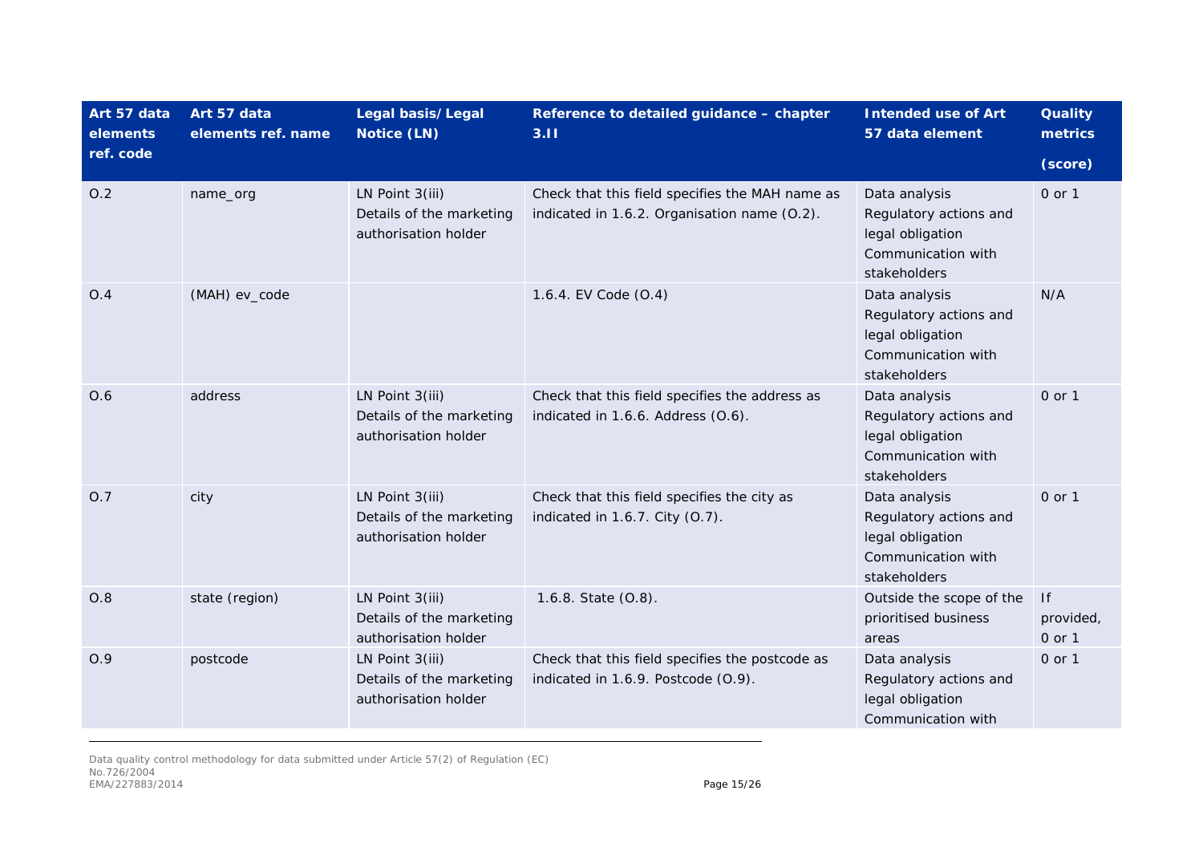| Art 57 data elements ref. code | Art 57 data elements ref. name | Legal basis/ Legal Notice (LN) | Reference to detailed guidance – chapter 3.II | Intended use of Art 57 data element | Quality metrics (score) |
|---|---|---|---|---|---|
| O.2 | name_org | LN Point 3(iii) Details of the marketing authorisation holder | Check that this field specifies the MAH name as indicated in 1.6.2. Organisation name (O.2). | Data analysis Regulatory actions and legal obligation Communication with stakeholders | 0 or 1 |
| O.4 | (MAH) ev_code | | 1.6.4. EV Code (O.4) | Data analysis Regulatory actions and legal obligation Communication with stakeholders | N/A |
| O.6 | address | LN Point 3(iii) Details of the marketing authorisation holder | Check that this field specifies the address as indicated in 1.6.6. Address (O.6). | Data analysis Regulatory actions and legal obligation Communication with stakeholders | 0 or 1 |
| O.7 | city | LN Point 3(iii) Details of the marketing authorisation holder | Check that this field specifies the city as indicated in 1.6.7. City (O.7). | Data analysis Regulatory actions and legal obligation Communication with stakeholders | 0 or 1 |
| O.8 | state (region) | LN Point 3(iii) Details of the marketing authorisation holder | 1.6.8. State (O.8). | Outside the scope of the prioritised business areas | If provided, 0 or 1 |
| O.9 | postcode | LN Point 3(iii) Details of the marketing authorisation holder | Check that this field specifies the postcode as indicated in 1.6.9. Postcode (O.9). | Data analysis Regulatory actions and legal obligation Communication with | 0 or 1 |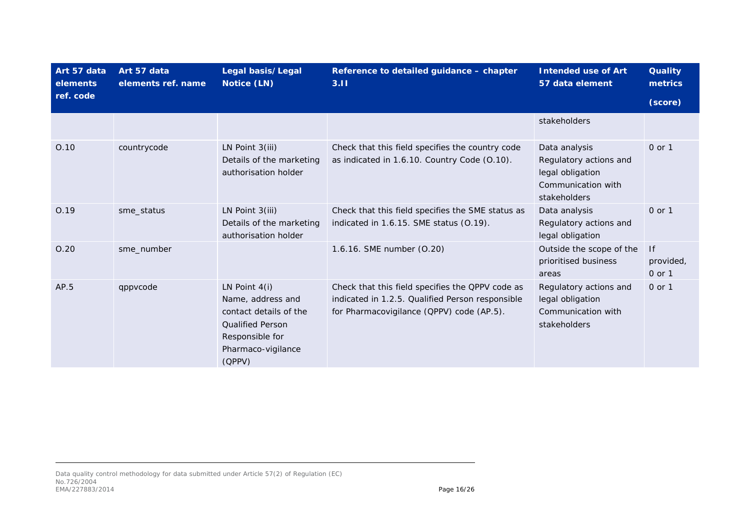| Art 57 data elements ref. code | Art 57 data elements ref. name | Legal basis/ Legal Notice (LN) | Reference to detailed guidance – chapter 3.II | Intended use of Art 57 data element | Quality metrics (score) |
|---|---|---|---|---|---|
| | | | | stakeholders | |
| O.10 | countrycode | LN Point 3(iii) Details of the marketing authorisation holder | Check that this field specifies the country code as indicated in 1.6.10. Country Code (O.10). | Data analysis<br>Regulatory actions and legal obligation<br>Communication with stakeholders | 0 or 1 |
| O.19 | sme_status | LN Point 3(iii) Details of the marketing authorisation holder | Check that this field specifies the SME status as indicated in 1.6.15. SME status (O.19). | Data analysis<br>Regulatory actions and legal obligation | 0 or 1 |
| O.20 | sme_number | | 1.6.16. SME number (O.20) | Outside the scope of the prioritised business areas | If provided, 0 or 1 |
| AP.5 | qppvcode | LN Point 4(i) Name, address and contact details of the Qualified Person Responsible for Pharmaco-vigilance (QPPV) | Check that this field specifies the QPPV code as indicated in 1.2.5. Qualified Person responsible for Pharmacovigilance (QPPV) code (AP.5). | Regulatory actions and legal obligation<br>Communication with stakeholders | 0 or 1 |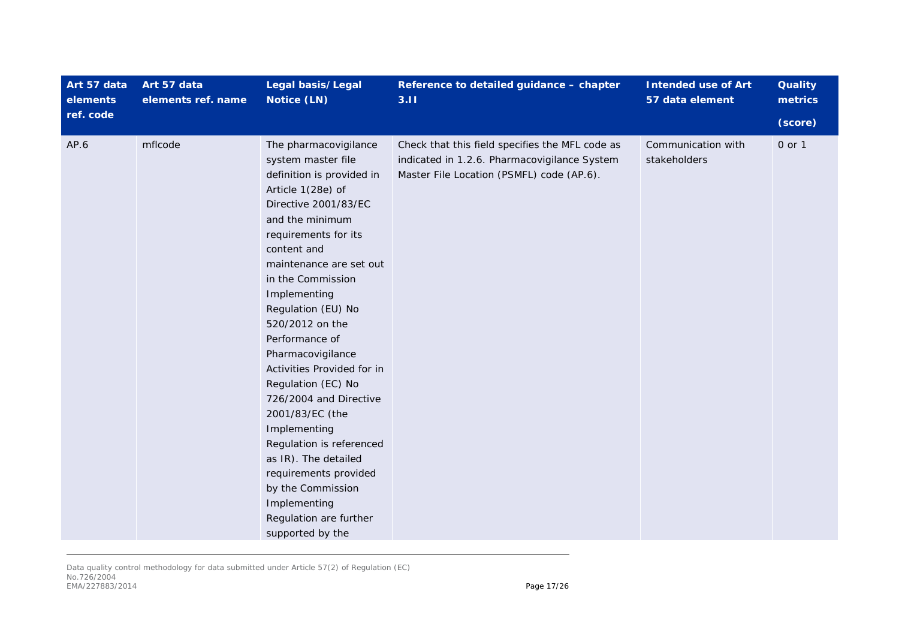| Art 57 data elements ref. code | Art 57 data elements ref. name | Legal basis/ Legal Notice (LN) | Reference to detailed guidance – chapter 3.II | Intended use of Art 57 data element | Quality metrics (score) |
|---|---|---|---|---|---|
| AP.6 | mflcode | The pharmacovigilance system master file definition is provided in Article 1(28e) of Directive 2001/83/EC and the minimum requirements for its content and maintenance are set out in the Commission Implementing Regulation (EU) No 520/2012 on the Performance of Pharmacovigilance Activities Provided for in Regulation (EC) No 726/2004 and Directive 2001/83/EC (the Implementing Regulation is referenced as IR). The detailed requirements provided by the Commission Implementing Regulation are further supported by the | Check that this field specifies the MFL code as indicated in 1.2.6. Pharmacovigilance System Master File Location (PSMFL) code (AP.6). | Communication with stakeholders | 0 or 1 |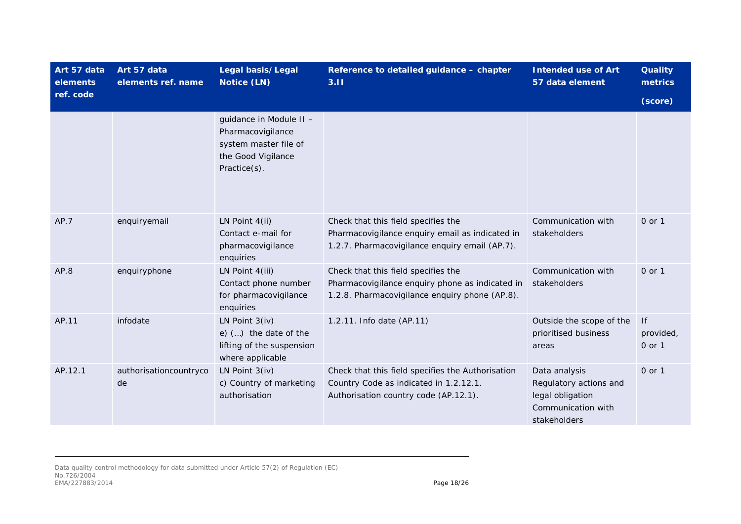| Art 57 data elements ref. code | Art 57 data elements ref. name | Legal basis/ Legal Notice (LN) | Reference to detailed guidance – chapter 3.II | Intended use of Art 57 data element | Quality metrics (score) |
|---|---|---|---|---|---|
| | | guidance in Module II – Pharmacovigilance system master file of the Good Vigilance Practice(s). | | | |
| AP.7 | enquiryemail | LN Point 4(ii) Contact e-mail for pharmacovigilance enquiries | Check that this field specifies the Pharmacovigilance enquiry email as indicated in 1.2.7. Pharmacovigilance enquiry email (AP.7). | Communication with stakeholders | 0 or 1 |
| AP.8 | enquiryphone | LN Point 4(iii) Contact phone number for pharmacovigilance enquiries | Check that this field specifies the Pharmacovigilance enquiry phone as indicated in 1.2.8. Pharmacovigilance enquiry phone (AP.8). | Communication with stakeholders | 0 or 1 |
| AP.11 | infodate | LN Point 3(iv) e) (…) the date of the lifting of the suspension where applicable | 1.2.11. Info date (AP.11) | Outside the scope of the prioritised business areas | If provided, 0 or 1 |
| AP.12.1 | authorisationcountrycode | LN Point 3(iv) c) Country of marketing authorisation | Check that this field specifies the Authorisation Country Code as indicated in 1.2.12.1. Authorisation country code (AP.12.1). | Data analysis Regulatory actions and legal obligation Communication with stakeholders | 0 or 1 |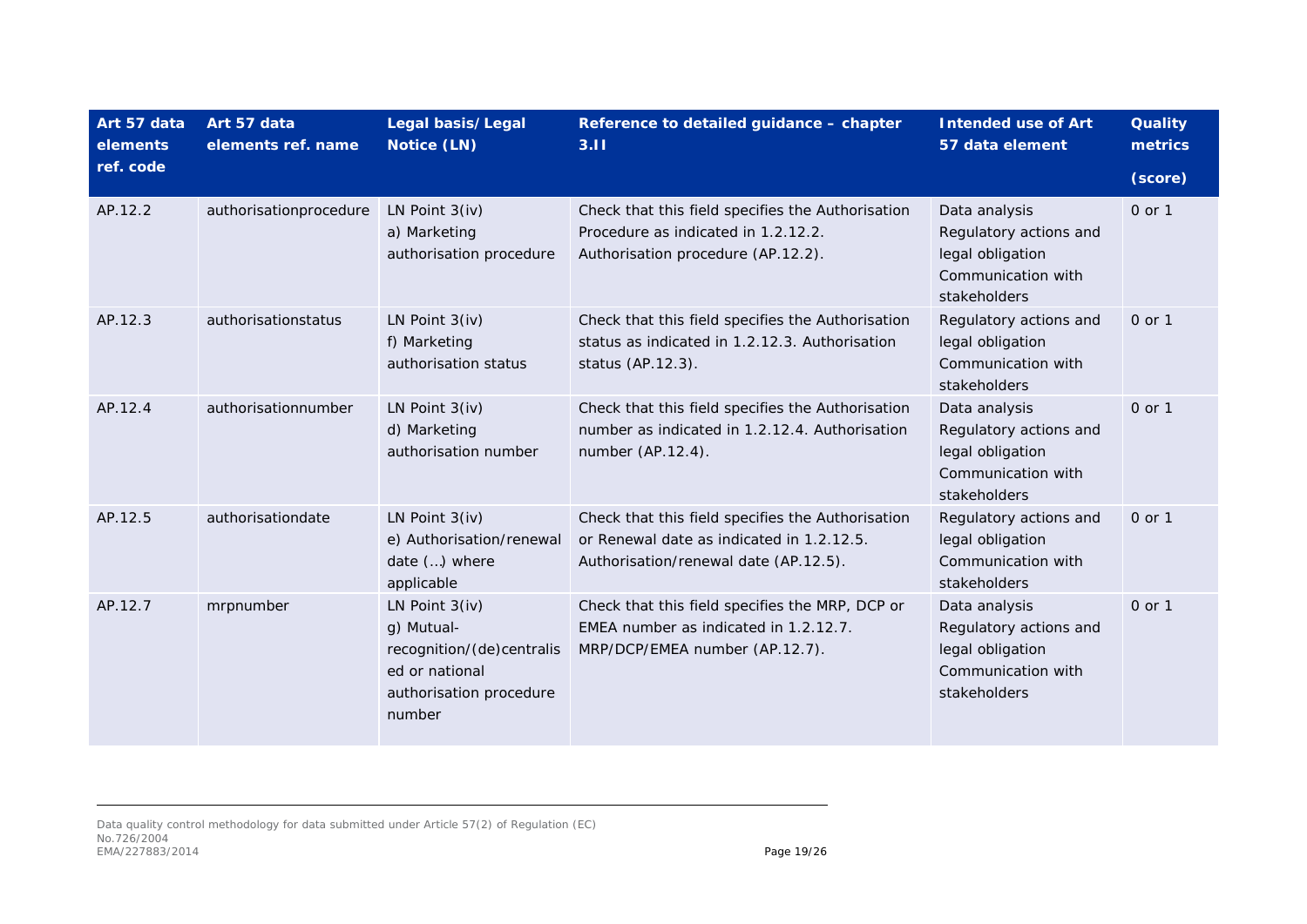| Art 57 data elements ref. code | Art 57 data elements ref. name | Legal basis/ Legal Notice (LN) | Reference to detailed guidance – chapter 3.II | Intended use of Art 57 data element | Quality metrics (score) |
|---|---|---|---|---|---|
| AP.12.2 | authorisationprocedure | LN Point 3(iv) a) Marketing authorisation procedure | Check that this field specifies the Authorisation Procedure as indicated in 1.2.12.2. Authorisation procedure (AP.12.2). | Data analysis Regulatory actions and legal obligation Communication with stakeholders | 0 or 1 |
| AP.12.3 | authorisationstatus | LN Point 3(iv) f) Marketing authorisation status | Check that this field specifies the Authorisation status as indicated in 1.2.12.3. Authorisation status (AP.12.3). | Regulatory actions and legal obligation Communication with stakeholders | 0 or 1 |
| AP.12.4 | authorisationnumber | LN Point 3(iv) d) Marketing authorisation number | Check that this field specifies the Authorisation number as indicated in 1.2.12.4. Authorisation number (AP.12.4). | Data analysis Regulatory actions and legal obligation Communication with stakeholders | 0 or 1 |
| AP.12.5 | authorisationdate | LN Point 3(iv) e) Authorisation/renewal date (…) where applicable | Check that this field specifies the Authorisation or Renewal date as indicated in 1.2.12.5. Authorisation/renewal date (AP.12.5). | Regulatory actions and legal obligation Communication with stakeholders | 0 or 1 |
| AP.12.7 | mrpnumber | LN Point 3(iv) g) Mutual-recognition/(de)centralised or national authorisation procedure number | Check that this field specifies the MRP, DCP or EMEA number as indicated in 1.2.12.7. MRP/DCP/EMEA number (AP.12.7). | Data analysis Regulatory actions and legal obligation Communication with stakeholders | 0 or 1 |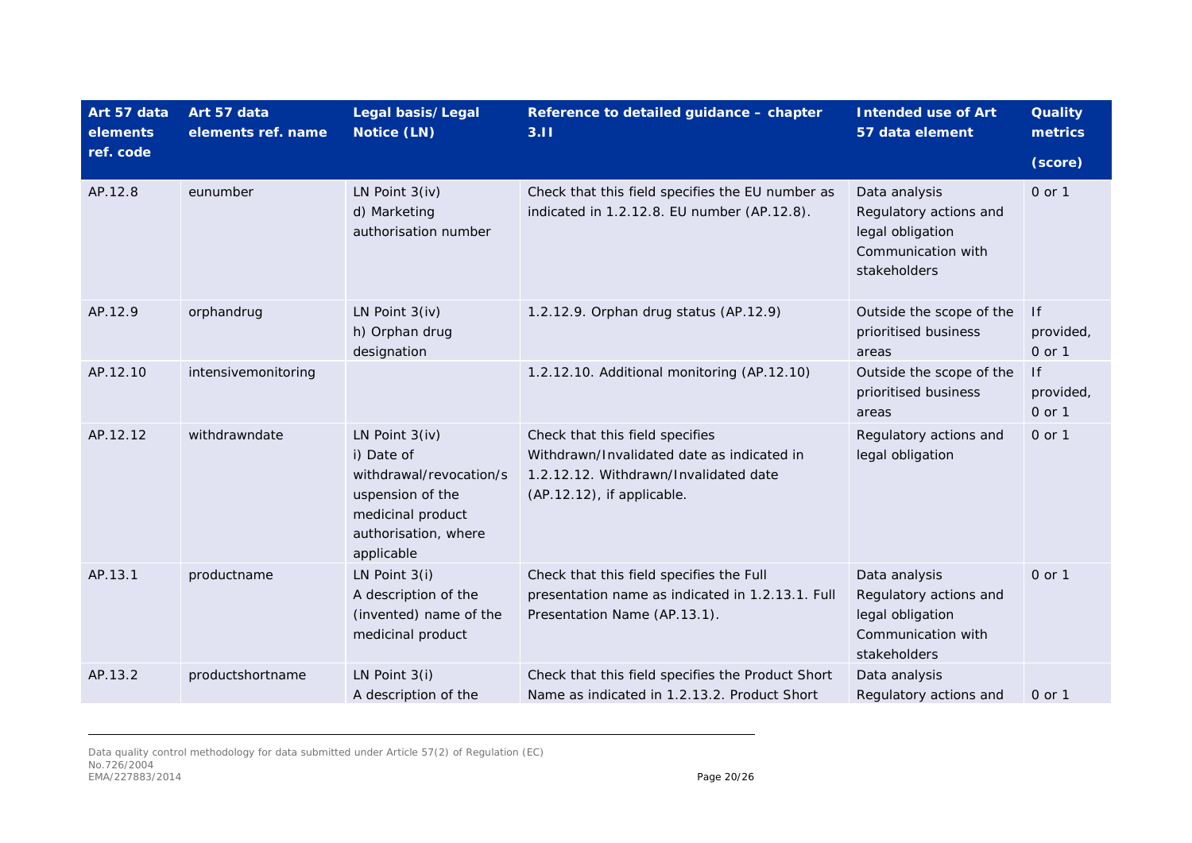| Art 57 data elements ref. code | Art 57 data elements ref. name | Legal basis/ Legal Notice (LN) | Reference to detailed guidance – chapter 3.II | Intended use of Art 57 data element | Quality metrics (score) |
|---|---|---|---|---|---|
| AP.12.8 | eunumber | LN Point 3(iv) d) Marketing authorisation number | Check that this field specifies the EU number as indicated in 1.2.12.8. EU number (AP.12.8). | Data analysis Regulatory actions and legal obligation Communication with stakeholders | 0 or 1 |
| AP.12.9 | orphandrug | LN Point 3(iv) h) Orphan drug designation | 1.2.12.9. Orphan drug status (AP.12.9) | Outside the scope of the prioritised business areas | If provided, 0 or 1 |
| AP.12.10 | intensivemonitoring | | 1.2.12.10. Additional monitoring (AP.12.10) | Outside the scope of the prioritised business areas | If provided, 0 or 1 |
| AP.12.12 | withdrawndate | LN Point 3(iv) i) Date of withdrawal/revocation/suspension of the medicinal product authorisation, where applicable | Check that this field specifies Withdrawn/Invalidated date as indicated in 1.2.12.12. Withdrawn/Invalidated date (AP.12.12), if applicable. | Regulatory actions and legal obligation | 0 or 1 |
| AP.13.1 | productname | LN Point 3(i) A description of the (invented) name of the medicinal product | Check that this field specifies the Full presentation name as indicated in 1.2.13.1. Full Presentation Name (AP.13.1). | Data analysis Regulatory actions and legal obligation Communication with stakeholders | 0 or 1 |
| AP.13.2 | productshortname | LN Point 3(i) A description of the | Check that this field specifies the Product Short Name as indicated in 1.2.13.2. Product Short | Data analysis Regulatory actions and | 0 or 1 |

Data quality control methodology for data submitted under Article 57(2) of Regulation (EC) No.726/2004
EMA/227883/2014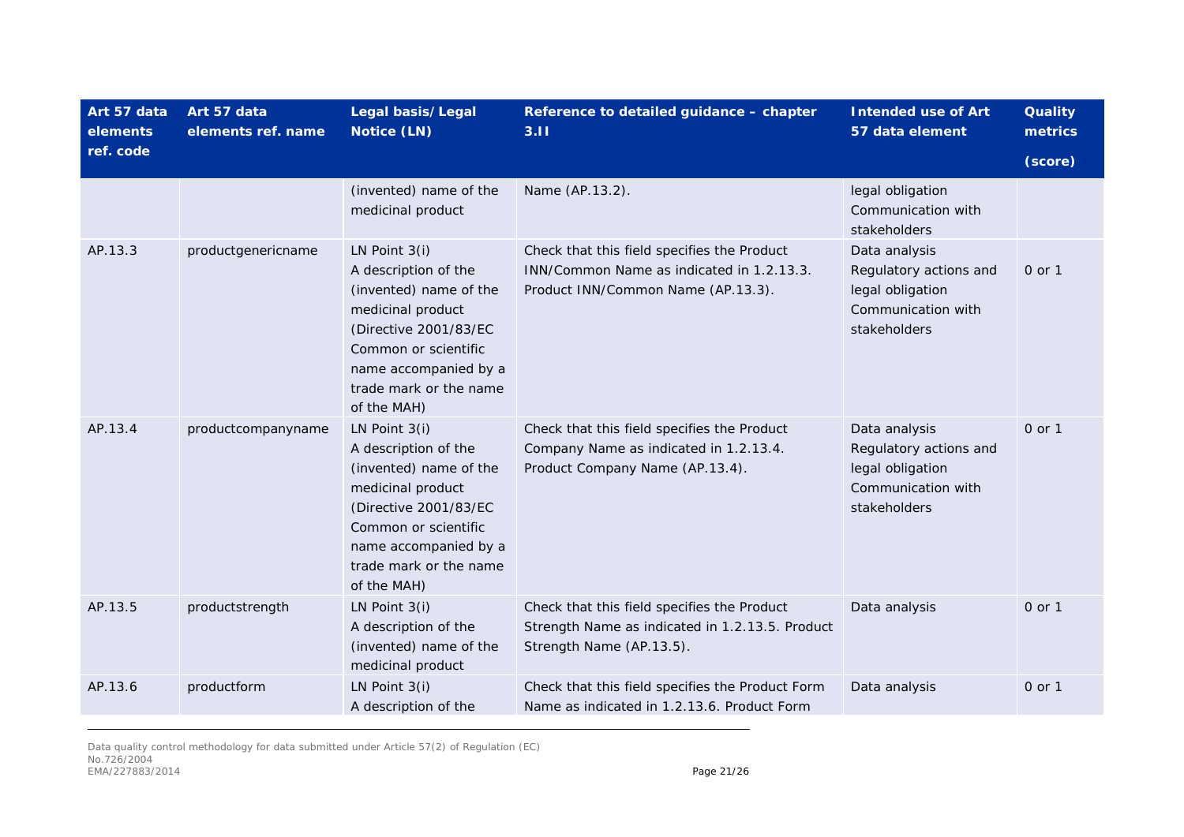| Art 57 data elements ref. code | Art 57 data elements ref. name | Legal basis/ Legal Notice (LN) | Reference to detailed guidance – chapter 3.II | Intended use of Art 57 data element | Quality metrics (score) |
|---|---|---|---|---|---|
| | | (invented) name of the medicinal product | Name (AP.13.2). | legal obligation<br>Communication with stakeholders | |
| AP.13.3 | productgenericname | LN Point 3(i)<br>A description of the (invented) name of the medicinal product (Directive 2001/83/EC Common or scientific name accompanied by a trade mark or the name of the MAH) | Check that this field specifies the Product INN/Common Name as indicated in 1.2.13.3. Product INN/Common Name (AP.13.3). | Data analysis<br>Regulatory actions and legal obligation<br>Communication with stakeholders | 0 or 1 |
| AP.13.4 | productcompanyname | LN Point 3(i)<br>A description of the (invented) name of the medicinal product (Directive 2001/83/EC Common or scientific name accompanied by a trade mark or the name of the MAH) | Check that this field specifies the Product Company Name as indicated in 1.2.13.4. Product Company Name (AP.13.4). | Data analysis<br>Regulatory actions and legal obligation<br>Communication with stakeholders | 0 or 1 |
| AP.13.5 | productstrength | LN Point 3(i)<br>A description of the (invented) name of the medicinal product | Check that this field specifies the Product Strength Name as indicated in 1.2.13.5. Product Strength Name (AP.13.5). | Data analysis | 0 or 1 |
| AP.13.6 | productform | LN Point 3(i)<br>A description of the | Check that this field specifies the Product Form Name as indicated in 1.2.13.6. Product Form | Data analysis | 0 or 1 |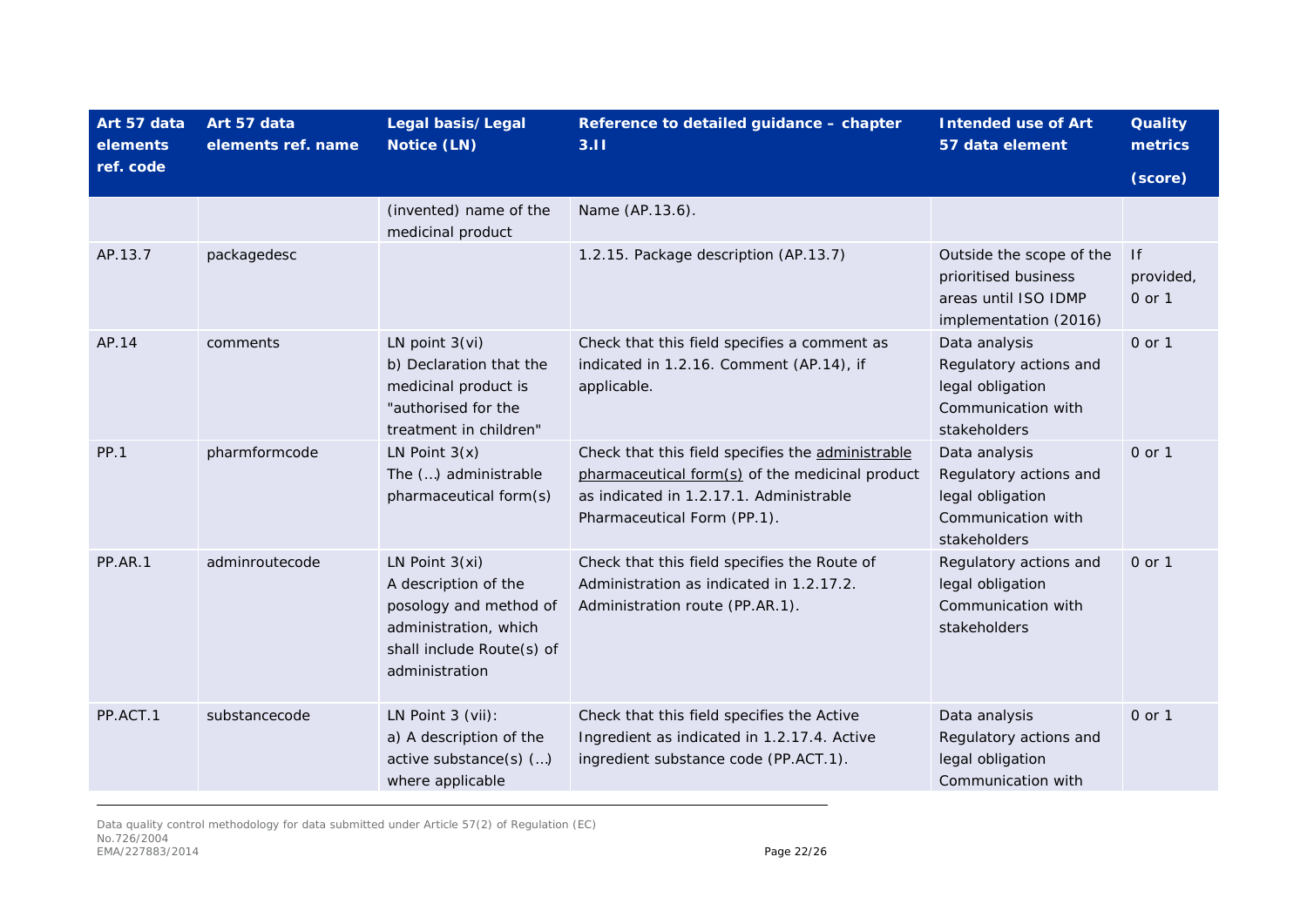| Art 57 data elements ref. code | Art 57 data elements ref. name | Legal basis/ Legal Notice (LN) | Reference to detailed guidance – chapter 3.II | Intended use of Art 57 data element | Quality metrics (score) |
|---|---|---|---|---|---|
| | | (invented) name of the medicinal product | Name (AP.13.6). | | |
| AP.13.7 | packagedesc | | 1.2.15. Package description (AP.13.7) | Outside the scope of the prioritised business areas until ISO IDMP implementation (2016) | If provided, 0 or 1 |
| AP.14 | comments | LN point 3(vi) b) Declaration that the medicinal product is "authorised for the treatment in children" | Check that this field specifies a comment as indicated in 1.2.16. Comment (AP.14), if applicable. | Data analysis Regulatory actions and legal obligation Communication with stakeholders | 0 or 1 |
| PP.1 | pharmformcode | LN Point 3(x) The (…) administrable pharmaceutical form(s) | Check that this field specifies the administrable pharmaceutical form(s) of the medicinal product as indicated in 1.2.17.1. Administrable Pharmaceutical Form (PP.1). | Data analysis Regulatory actions and legal obligation Communication with stakeholders | 0 or 1 |
| PP.AR.1 | adminroutecode | LN Point 3(xi) A description of the posology and method of administration, which shall include Route(s) of administration | Check that this field specifies the Route of Administration as indicated in 1.2.17.2. Administration route (PP.AR.1). | Regulatory actions and legal obligation Communication with stakeholders | 0 or 1 |
| PP.ACT.1 | substancecode | LN Point 3 (vii): a) A description of the active substance(s) (…) where applicable | Check that this field specifies the Active Ingredient as indicated in 1.2.17.4. Active ingredient substance code (PP.ACT.1). | Data analysis Regulatory actions and legal obligation Communication with | 0 or 1 |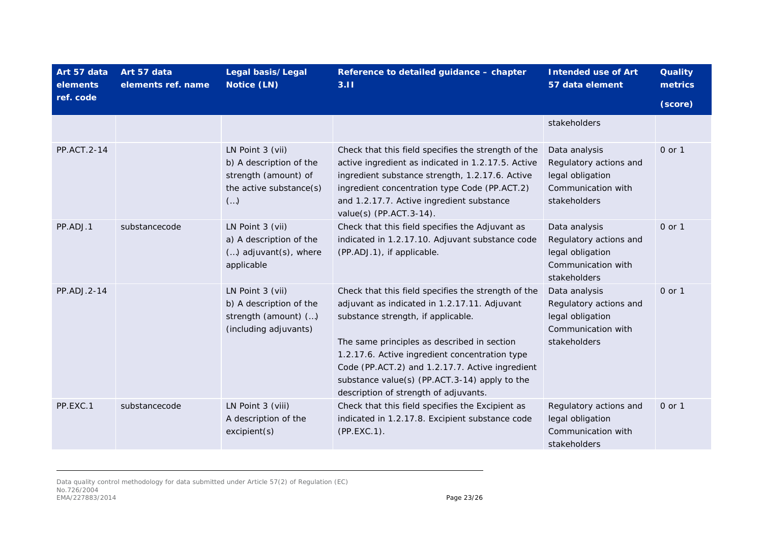| Art 57 data elements ref. code | Art 57 data elements ref. name | Legal basis/ Legal Notice (LN) | Reference to detailed guidance – chapter 3.II | Intended use of Art 57 data element | Quality metrics (score) |
|---|---|---|---|---|---|
| | | | | stakeholders | |
| PP.ACT.2-14 | | LN Point 3 (vii) b) A description of the strength (amount) of the active substance(s) (…) | Check that this field specifies the strength of the active ingredient as indicated in 1.2.17.5. Active ingredient substance strength, 1.2.17.6. Active ingredient concentration type Code (PP.ACT.2) and 1.2.17.7. Active ingredient substance value(s) (PP.ACT.3-14). | Data analysis Regulatory actions and legal obligation Communication with stakeholders | 0 or 1 |
| PP.ADJ.1 | substancecode | LN Point 3 (vii) a) A description of the (…) adjuvant(s), where applicable | Check that this field specifies the Adjuvant as indicated in 1.2.17.10. Adjuvant substance code (PP.ADJ.1), if applicable. | Data analysis Regulatory actions and legal obligation Communication with stakeholders | 0 or 1 |
| PP.ADJ.2-14 | | LN Point 3 (vii) b) A description of the strength (amount) (…) (including adjuvants) | Check that this field specifies the strength of the adjuvant as indicated in 1.2.17.11. Adjuvant substance strength, if applicable.<br><br>The same principles as described in section 1.2.17.6. Active ingredient concentration type Code (PP.ACT.2) and 1.2.17.7. Active ingredient substance value(s) (PP.ACT.3-14) apply to the description of strength of adjuvants. | Data analysis Regulatory actions and legal obligation Communication with stakeholders | 0 or 1 |
| PP.EXC.1 | substancecode | LN Point 3 (viii) A description of the excipient(s) | Check that this field specifies the Excipient as indicated in 1.2.17.8. Excipient substance code (PP.EXC.1). | Regulatory actions and legal obligation Communication with stakeholders | 0 or 1 |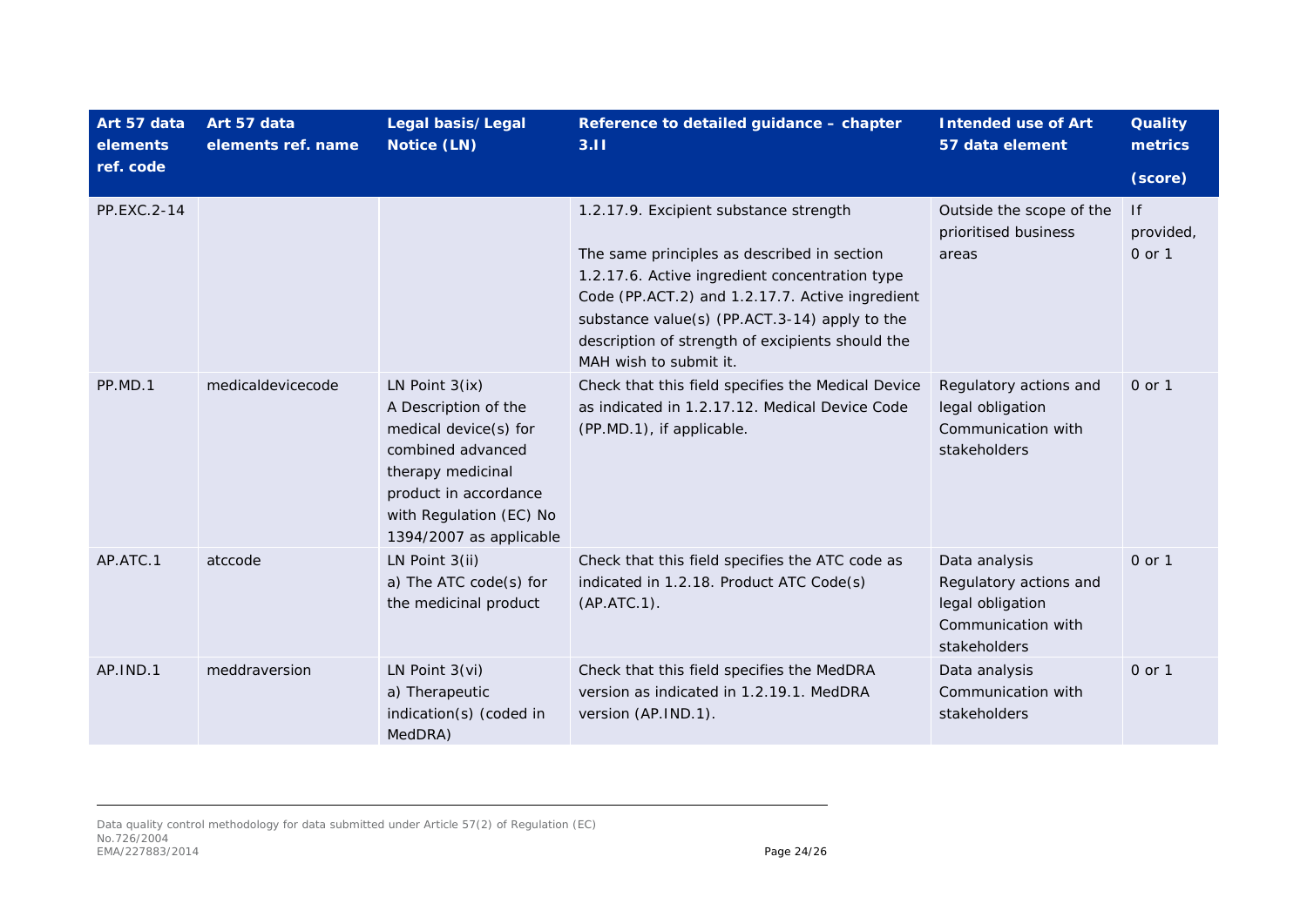| Art 57 data elements ref. code | Art 57 data elements ref. name | Legal basis/ Legal Notice (LN) | Reference to detailed guidance – chapter 3.II | Intended use of Art 57 data element | Quality metrics (score) |
|---|---|---|---|---|---|
| PP.EXC.2-14 | | | 1.2.17.9. Excipient substance strength<br><br>The same principles as described in section 1.2.17.6. Active ingredient concentration type Code (PP.ACT.2) and 1.2.17.7. Active ingredient substance value(s) (PP.ACT.3-14) apply to the description of strength of excipients should the MAH wish to submit it. | Outside the scope of the prioritised business areas | If provided, 0 or 1 |
| PP.MD.1 | medicaldevicecode | LN Point 3(ix)<br>A Description of the medical device(s) for combined advanced therapy medicinal product in accordance with Regulation (EC) No 1394/2007 as applicable | Check that this field specifies the Medical Device as indicated in 1.2.17.12. Medical Device Code (PP.MD.1), if applicable. | Regulatory actions and legal obligation<br>Communication with stakeholders | 0 or 1 |
| AP.ATC.1 | atccode | LN Point 3(ii)<br>a) The ATC code(s) for the medicinal product | Check that this field specifies the ATC code as indicated in 1.2.18. Product ATC Code(s) (AP.ATC.1). | Data analysis<br>Regulatory actions and legal obligation<br>Communication with stakeholders | 0 or 1 |
| AP.IND.1 | meddraversion | LN Point 3(vi)<br>a) Therapeutic indication(s) (coded in MedDRA) | Check that this field specifies the MedDRA version as indicated in 1.2.19.1. MedDRA version (AP.IND.1). | Data analysis<br>Communication with stakeholders | 0 or 1 |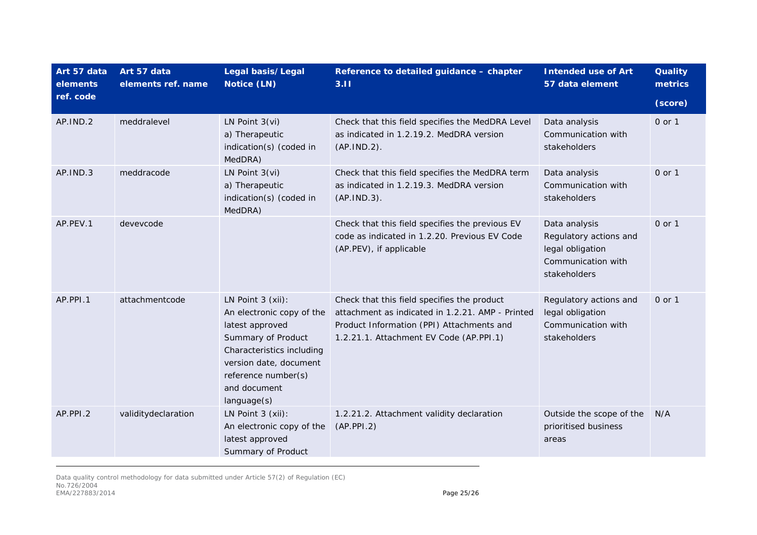| Art 57 data elements ref. code | Art 57 data elements ref. name | Legal basis/ Legal Notice (LN) | Reference to detailed guidance – chapter 3.II | Intended use of Art 57 data element | Quality metrics (score) |
|---|---|---|---|---|---|
| AP.IND.2 | meddralevel | LN Point 3(vi) a) Therapeutic indication(s) (coded in MedDRA) | Check that this field specifies the MedDRA Level as indicated in 1.2.19.2. MedDRA version (AP.IND.2). | Data analysis Communication with stakeholders | 0 or 1 |
| AP.IND.3 | meddracode | LN Point 3(vi) a) Therapeutic indication(s) (coded in MedDRA) | Check that this field specifies the MedDRA term as indicated in 1.2.19.3. MedDRA version (AP.IND.3). | Data analysis Communication with stakeholders | 0 or 1 |
| AP.PEV.1 | devevcode | | Check that this field specifies the previous EV code as indicated in 1.2.20. Previous EV Code (AP.PEV), if applicable | Data analysis Regulatory actions and legal obligation Communication with stakeholders | 0 or 1 |
| AP.PPI.1 | attachmentcode | LN Point 3 (xii): An electronic copy of the latest approved Summary of Product Characteristics including version date, document reference number(s) and document language(s) | Check that this field specifies the product attachment as indicated in 1.2.21. AMP - Printed Product Information (PPI) Attachments and 1.2.21.1. Attachment EV Code (AP.PPI.1) | Regulatory actions and legal obligation Communication with stakeholders | 0 or 1 |
| AP.PPI.2 | validitydeclaration | LN Point 3 (xii): An electronic copy of the latest approved Summary of Product | 1.2.21.2. Attachment validity declaration (AP.PPI.2) | Outside the scope of the prioritised business areas | N/A |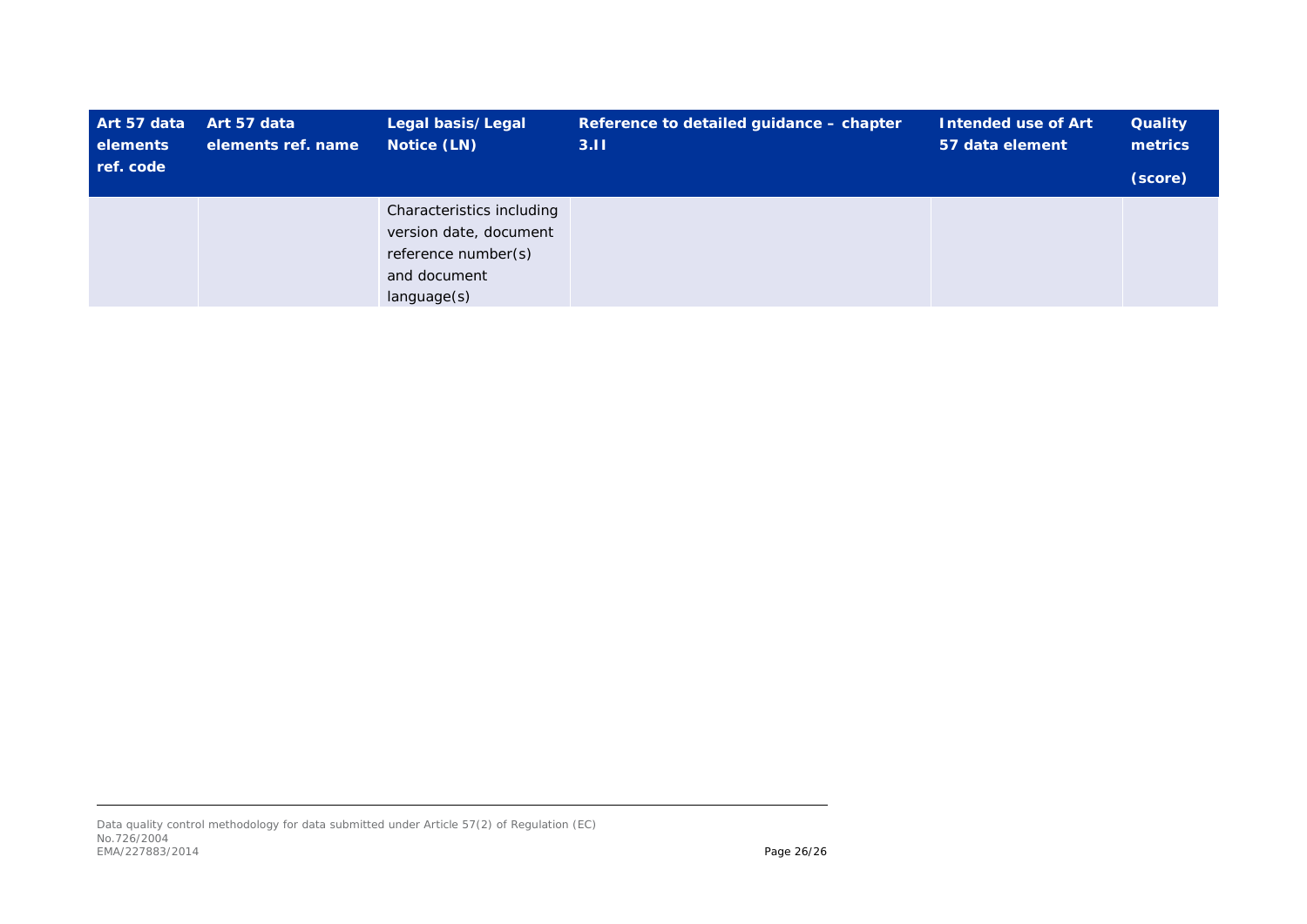| Art 57 data elements ref. code | Art 57 data elements ref. name | Legal basis/ Legal Notice (LN) | Reference to detailed guidance – chapter 3.II | Intended use of Art 57 data element | Quality metrics (score) |
|---|---|---|---|---|---|
| | | Characteristics including version date, document reference number(s) and document language(s) | | | |